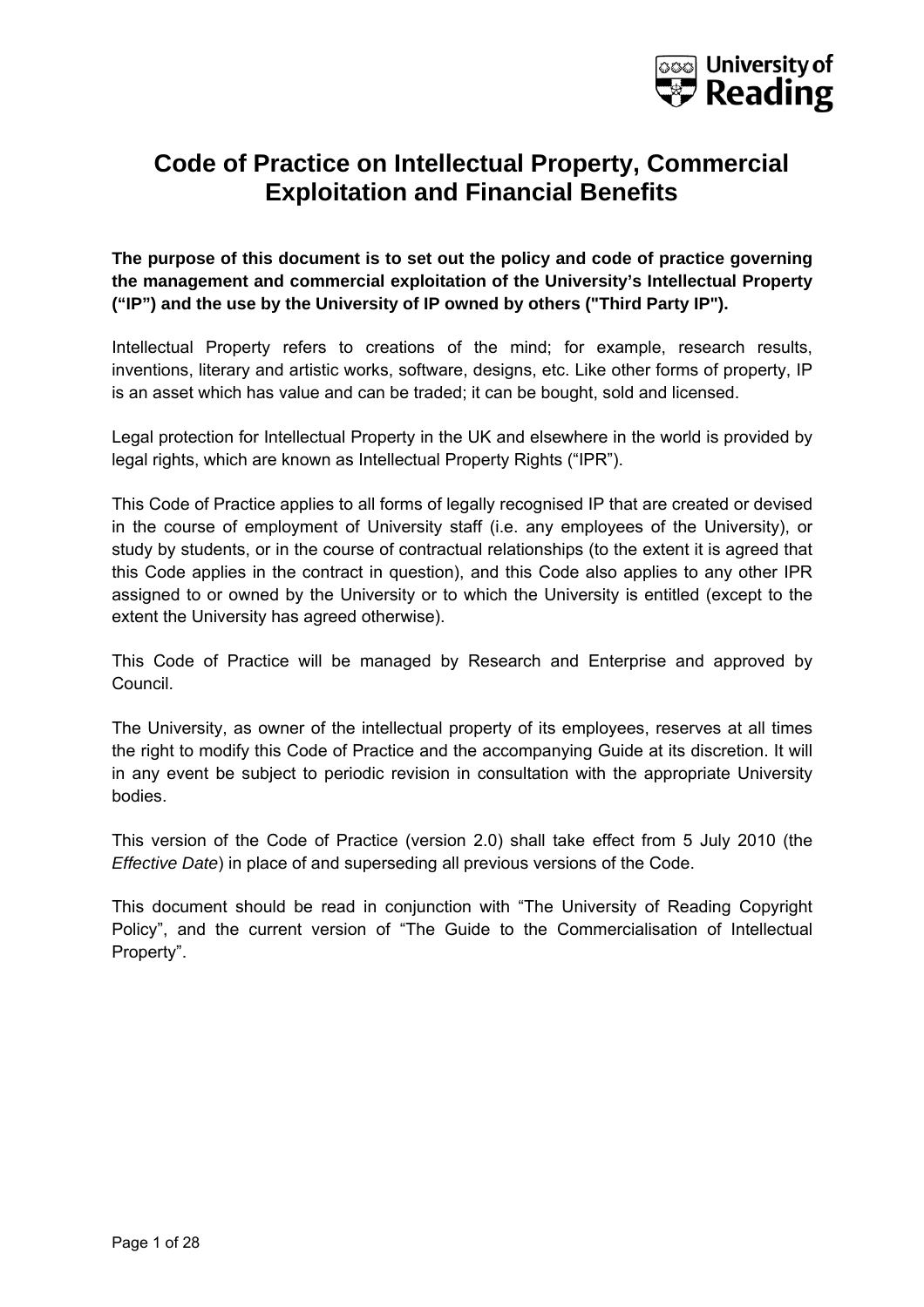# Code of Practice on Intellectual Property, Commercial Exploitation and Financial Benefits

**The purpose of this document is to set out the policy and code of practice governing the management and commercial exploitation of the University's Intellectual Property ("IP") and the use by the University of IP owned by others ("Third Party IP").**

Intellectual Property refers to creations of the mind; for example, research results, inventions, literary and artistic works, software, designs, etc. Like other forms of property, IP is an asset which has value and can be traded; it can be bought, sold and licensed.

Legal protection for Intellectual Property in the UK and elsewhere in the world is provided by legal rights, which are known as Intellectual Property Rights ("IPR").

This Code of Practice applies to all forms of legally recognised IP that are created or devised in the course of employment of University staff (i.e. any employees of the University), or study by students, or in the course of contractual relationships (to the extent it is agreed that this Code applies in the contract in question), and this Code also applies to any other IPR assigned to or owned by the University or to which the University is entitled (except to the extent the University has agreed otherwise).

This Code of Practice will be managed by Research and Enterprise and approved by Council.

The University, as owner of the intellectual property of its employees, reserves at all times the right to modify this Code of Practice and the accompanying Guide at its discretion. It will in any event be subject to periodic revision in consultation with the appropriate University bodies.

This version of the Code of Practice (version 2.0) shall take effect from 5 July 2010 (the *Effective Date*) in place of and superseding all previous versions of the Code.

This document should be read in conjunction with "The University of Reading Copyright Policy", and the current version of "The Guide to the Commercialisation of Intellectual Property".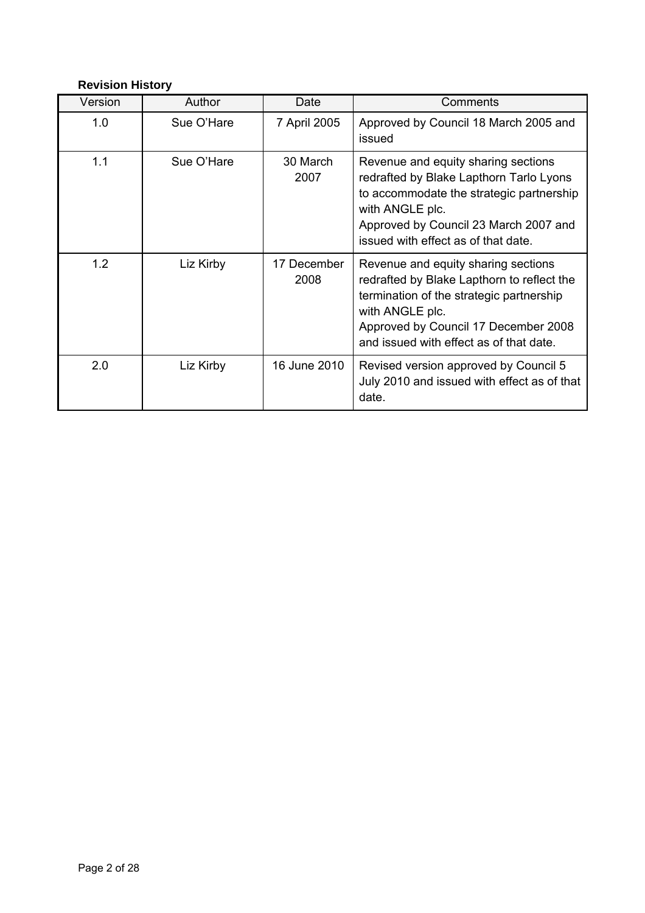**Revision History**

| Version | Author | Date | Comments |
|---|---|---|---|
| 1.0 | Sue O'Hare | 7 April 2005 | Approved by Council 18 March 2005 and issued |
| 1.1 | Sue O'Hare | 30 March 2007 | Revenue and equity sharing sections redrafted by Blake Lapthorn Tarlo Lyons to accommodate the strategic partnership with ANGLE plc.<br>Approved by Council 23 March 2007 and issued with effect as of that date. |
| 1.2 | Liz Kirby | 17 December 2008 | Revenue and equity sharing sections redrafted by Blake Lapthorn to reflect the termination of the strategic partnership with ANGLE plc.<br>Approved by Council 17 December 2008 and issued with effect as of that date. |
| 2.0 | Liz Kirby | 16 June 2010 | Revised version approved by Council 5 July 2010 and issued with effect as of that date. |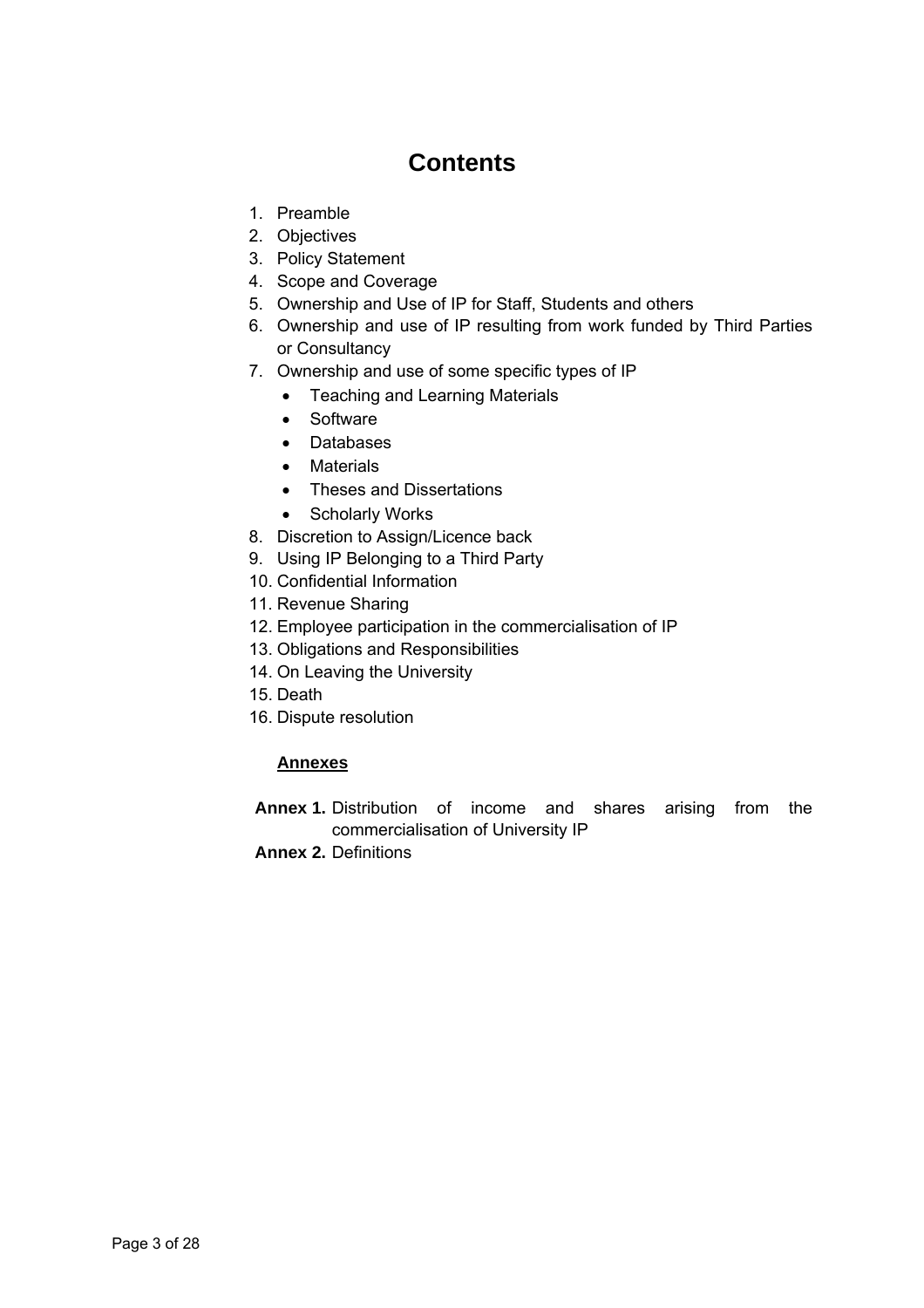# Contents

1. Preamble
2. Objectives
3. Policy Statement
4. Scope and Coverage
5. Ownership and Use of IP for Staff, Students and others
6. Ownership and use of IP resulting from work funded by Third Parties or Consultancy
7. Ownership and use of some specific types of IP
    - Teaching and Learning Materials
    - Software
    - Databases
    - Materials
    - Theses and Dissertations
    - Scholarly Works
8. Discretion to Assign/Licence back
9. Using IP Belonging to a Third Party
10. Confidential Information
11. Revenue Sharing
12. Employee participation in the commercialisation of IP
13. Obligations and Responsibilities
14. On Leaving the University
15. Death
16. Dispute resolution

**Annexes**

**Annex 1.** Distribution of income and shares arising from the commercialisation of University IP

**Annex 2.** Definitions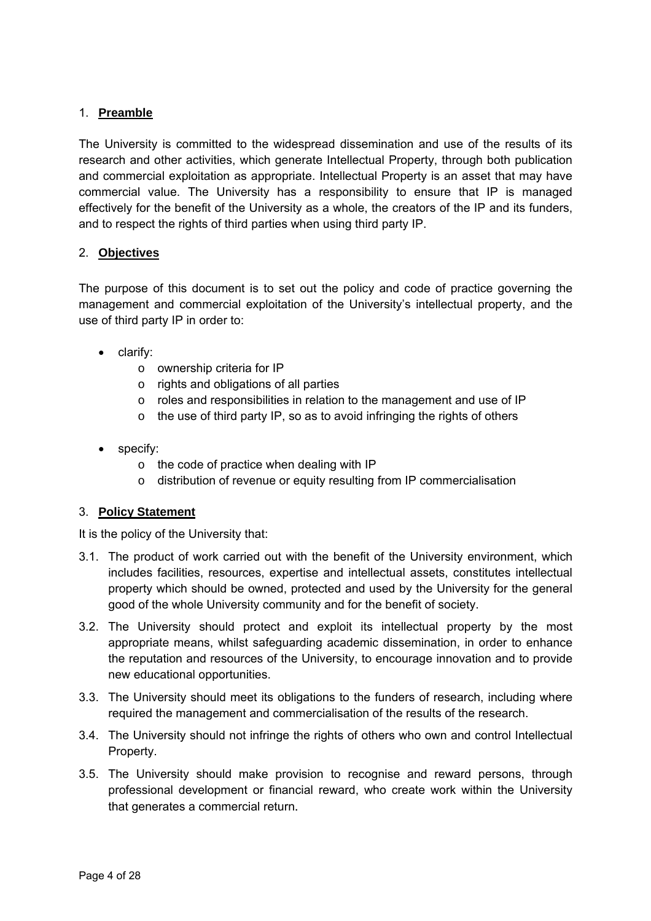## 1. Preamble

The University is committed to the widespread dissemination and use of the results of its research and other activities, which generate Intellectual Property, through both publication and commercial exploitation as appropriate. Intellectual Property is an asset that may have commercial value. The University has a responsibility to ensure that IP is managed effectively for the benefit of the University as a whole, the creators of the IP and its funders, and to respect the rights of third parties when using third party IP.

## 2. Objectives

The purpose of this document is to set out the policy and code of practice governing the management and commercial exploitation of the University's intellectual property, and the use of third party IP in order to:

- clarify:
  - ownership criteria for IP
  - rights and obligations of all parties
  - roles and responsibilities in relation to the management and use of IP
  - the use of third party IP, so as to avoid infringing the rights of others
- specify:
  - the code of practice when dealing with IP
  - distribution of revenue or equity resulting from IP commercialisation

## 3. Policy Statement

It is the policy of the University that:

3.1. The product of work carried out with the benefit of the University environment, which includes facilities, resources, expertise and intellectual assets, constitutes intellectual property which should be owned, protected and used by the University for the general good of the whole University community and for the benefit of society.

3.2. The University should protect and exploit its intellectual property by the most appropriate means, whilst safeguarding academic dissemination, in order to enhance the reputation and resources of the University, to encourage innovation and to provide new educational opportunities.

3.3. The University should meet its obligations to the funders of research, including where required the management and commercialisation of the results of the research.

3.4. The University should not infringe the rights of others who own and control Intellectual Property.

3.5. The University should make provision to recognise and reward persons, through professional development or financial reward, who create work within the University that generates a commercial return.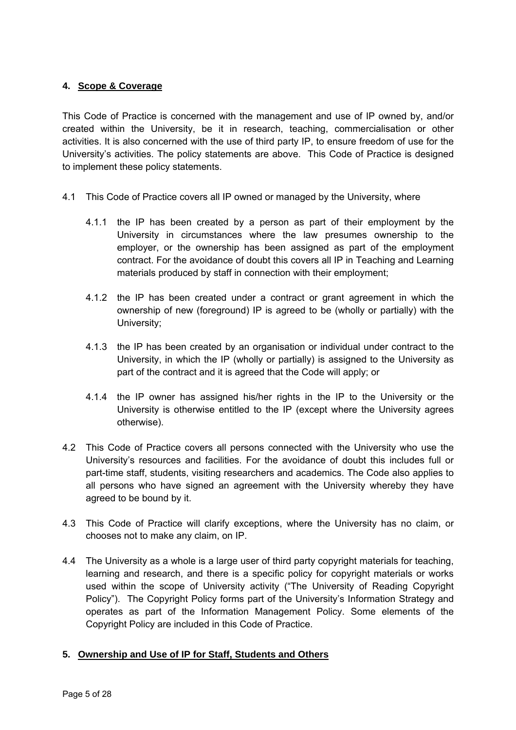## 4. Scope & Coverage

This Code of Practice is concerned with the management and use of IP owned by, and/or created within the University, be it in research, teaching, commercialisation or other activities. It is also concerned with the use of third party IP, to ensure freedom of use for the University's activities. The policy statements are above. This Code of Practice is designed to implement these policy statements.

4.1 This Code of Practice covers all IP owned or managed by the University, where

4.1.1 the IP has been created by a person as part of their employment by the University in circumstances where the law presumes ownership to the employer, or the ownership has been assigned as part of the employment contract. For the avoidance of doubt this covers all IP in Teaching and Learning materials produced by staff in connection with their employment;

4.1.2 the IP has been created under a contract or grant agreement in which the ownership of new (foreground) IP is agreed to be (wholly or partially) with the University;

4.1.3 the IP has been created by an organisation or individual under contract to the University, in which the IP (wholly or partially) is assigned to the University as part of the contract and it is agreed that the Code will apply; or

4.1.4 the IP owner has assigned his/her rights in the IP to the University or the University is otherwise entitled to the IP (except where the University agrees otherwise).

4.2 This Code of Practice covers all persons connected with the University who use the University's resources and facilities. For the avoidance of doubt this includes full or part-time staff, students, visiting researchers and academics. The Code also applies to all persons who have signed an agreement with the University whereby they have agreed to be bound by it.

4.3 This Code of Practice will clarify exceptions, where the University has no claim, or chooses not to make any claim, on IP.

4.4 The University as a whole is a large user of third party copyright materials for teaching, learning and research, and there is a specific policy for copyright materials or works used within the scope of University activity ("The University of Reading Copyright Policy"). The Copyright Policy forms part of the University's Information Strategy and operates as part of the Information Management Policy. Some elements of the Copyright Policy are included in this Code of Practice.

## 5. Ownership and Use of IP for Staff, Students and Others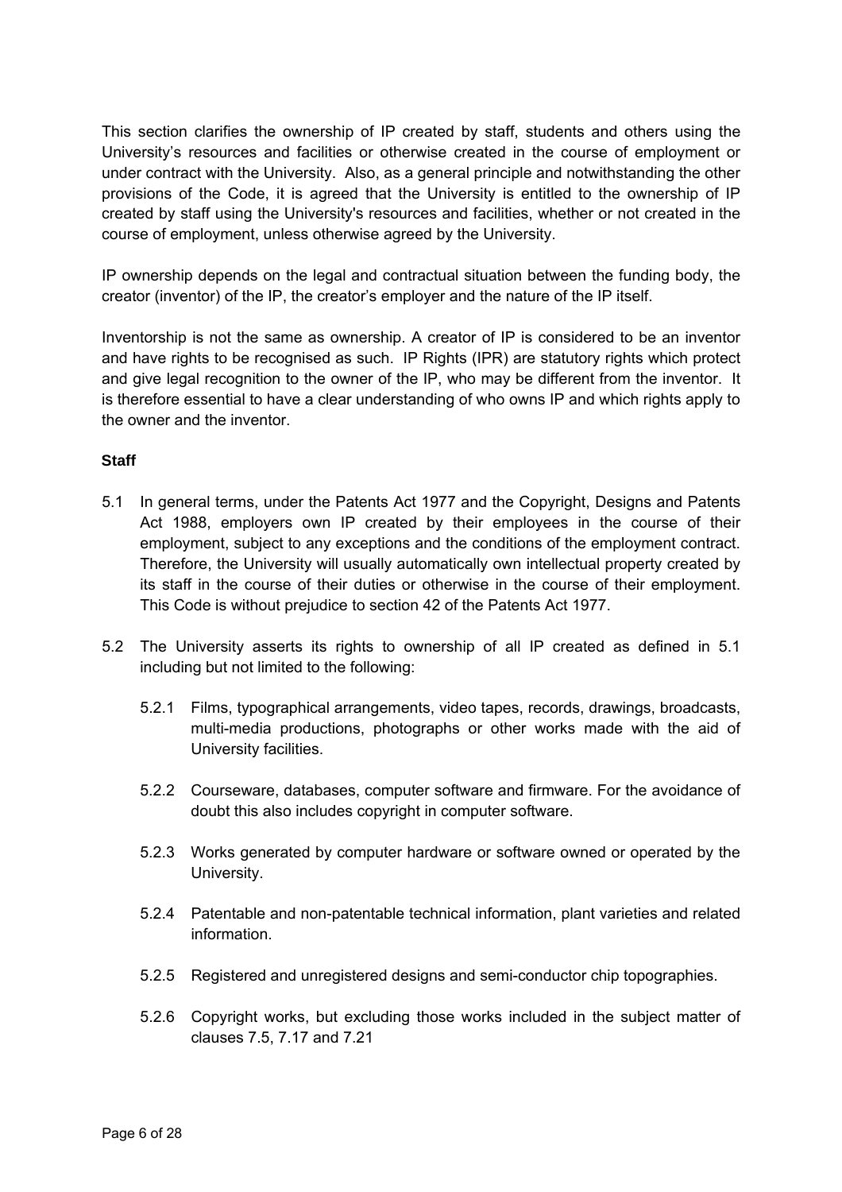This section clarifies the ownership of IP created by staff, students and others using the University's resources and facilities or otherwise created in the course of employment or under contract with the University. Also, as a general principle and notwithstanding the other provisions of the Code, it is agreed that the University is entitled to the ownership of IP created by staff using the University's resources and facilities, whether or not created in the course of employment, unless otherwise agreed by the University.

IP ownership depends on the legal and contractual situation between the funding body, the creator (inventor) of the IP, the creator's employer and the nature of the IP itself.

Inventorship is not the same as ownership. A creator of IP is considered to be an inventor and have rights to be recognised as such. IP Rights (IPR) are statutory rights which protect and give legal recognition to the owner of the IP, who may be different from the inventor. It is therefore essential to have a clear understanding of who owns IP and which rights apply to the owner and the inventor.

**Staff**

5.1 In general terms, under the Patents Act 1977 and the Copyright, Designs and Patents Act 1988, employers own IP created by their employees in the course of their employment, subject to any exceptions and the conditions of the employment contract. Therefore, the University will usually automatically own intellectual property created by its staff in the course of their duties or otherwise in the course of their employment. This Code is without prejudice to section 42 of the Patents Act 1977.

5.2 The University asserts its rights to ownership of all IP created as defined in 5.1 including but not limited to the following:

5.2.1 Films, typographical arrangements, video tapes, records, drawings, broadcasts, multi-media productions, photographs or other works made with the aid of University facilities.

5.2.2 Courseware, databases, computer software and firmware. For the avoidance of doubt this also includes copyright in computer software.

5.2.3 Works generated by computer hardware or software owned or operated by the University.

5.2.4 Patentable and non-patentable technical information, plant varieties and related information.

5.2.5 Registered and unregistered designs and semi-conductor chip topographies.

5.2.6 Copyright works, but excluding those works included in the subject matter of clauses 7.5, 7.17 and 7.21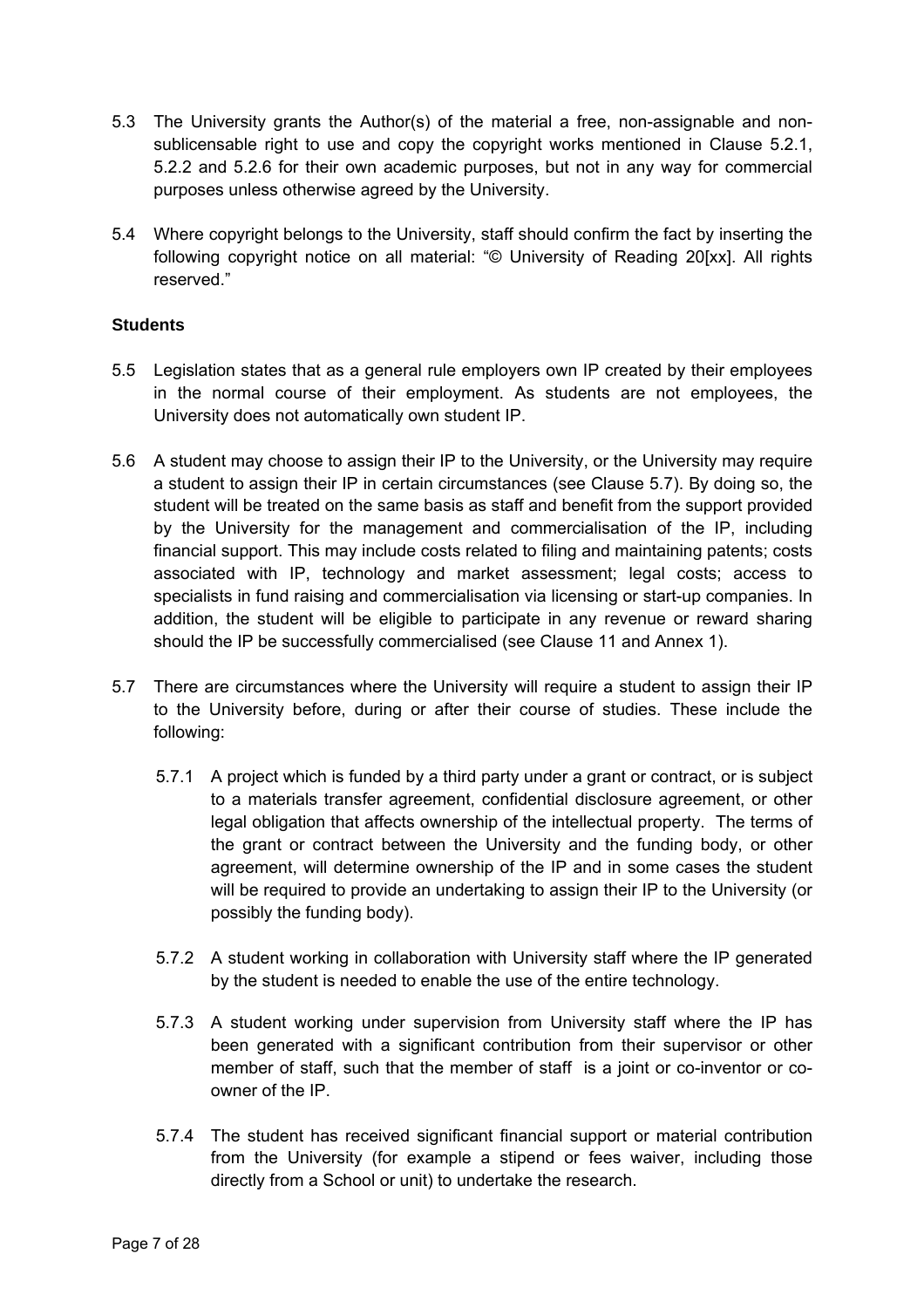5.3 The University grants the Author(s) of the material a free, non-assignable and non-sublicensable right to use and copy the copyright works mentioned in Clause 5.2.1, 5.2.2 and 5.2.6 for their own academic purposes, but not in any way for commercial purposes unless otherwise agreed by the University.

5.4 Where copyright belongs to the University, staff should confirm the fact by inserting the following copyright notice on all material: "© University of Reading 20[xx]. All rights reserved."

**Students**

5.5 Legislation states that as a general rule employers own IP created by their employees in the normal course of their employment. As students are not employees, the University does not automatically own student IP.

5.6 A student may choose to assign their IP to the University, or the University may require a student to assign their IP in certain circumstances (see Clause 5.7). By doing so, the student will be treated on the same basis as staff and benefit from the support provided by the University for the management and commercialisation of the IP, including financial support. This may include costs related to filing and maintaining patents; costs associated with IP, technology and market assessment; legal costs; access to specialists in fund raising and commercialisation via licensing or start-up companies. In addition, the student will be eligible to participate in any revenue or reward sharing should the IP be successfully commercialised (see Clause 11 and Annex 1).

5.7 There are circumstances where the University will require a student to assign their IP to the University before, during or after their course of studies. These include the following:

5.7.1 A project which is funded by a third party under a grant or contract, or is subject to a materials transfer agreement, confidential disclosure agreement, or other legal obligation that affects ownership of the intellectual property. The terms of the grant or contract between the University and the funding body, or other agreement, will determine ownership of the IP and in some cases the student will be required to provide an undertaking to assign their IP to the University (or possibly the funding body).

5.7.2 A student working in collaboration with University staff where the IP generated by the student is needed to enable the use of the entire technology.

5.7.3 A student working under supervision from University staff where the IP has been generated with a significant contribution from their supervisor or other member of staff, such that the member of staff is a joint or co-inventor or co-owner of the IP.

5.7.4 The student has received significant financial support or material contribution from the University (for example a stipend or fees waiver, including those directly from a School or unit) to undertake the research.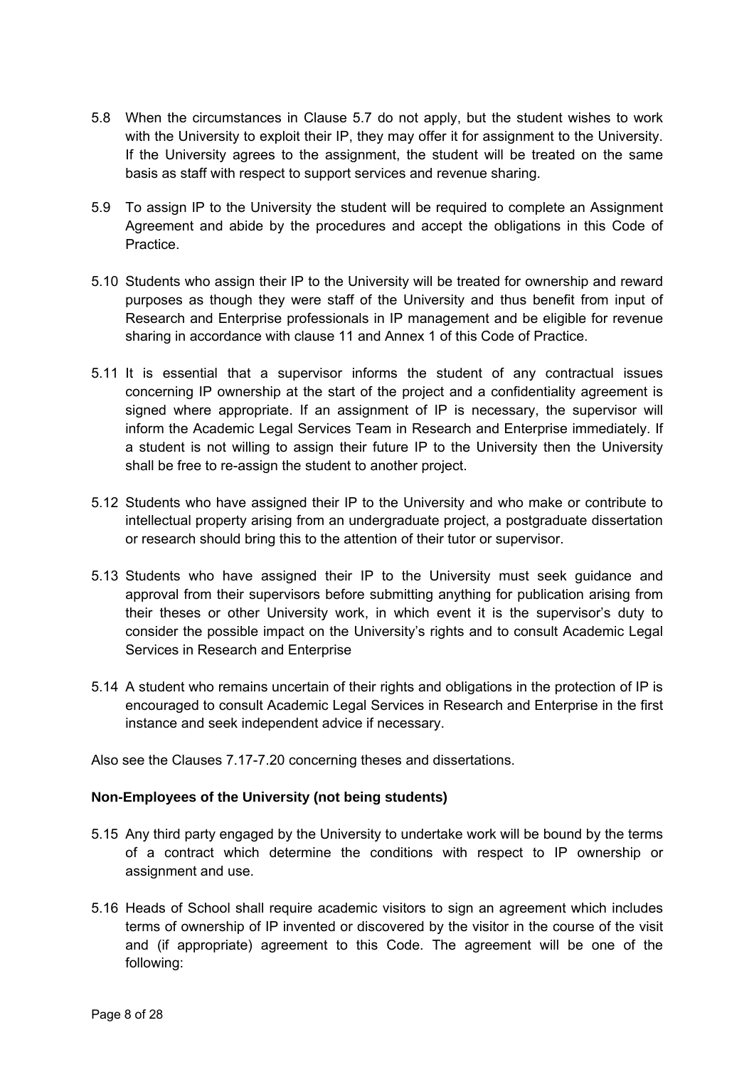5.8 When the circumstances in Clause 5.7 do not apply, but the student wishes to work with the University to exploit their IP, they may offer it for assignment to the University. If the University agrees to the assignment, the student will be treated on the same basis as staff with respect to support services and revenue sharing.

5.9 To assign IP to the University the student will be required to complete an Assignment Agreement and abide by the procedures and accept the obligations in this Code of Practice.

5.10 Students who assign their IP to the University will be treated for ownership and reward purposes as though they were staff of the University and thus benefit from input of Research and Enterprise professionals in IP management and be eligible for revenue sharing in accordance with clause 11 and Annex 1 of this Code of Practice.

5.11 It is essential that a supervisor informs the student of any contractual issues concerning IP ownership at the start of the project and a confidentiality agreement is signed where appropriate. If an assignment of IP is necessary, the supervisor will inform the Academic Legal Services Team in Research and Enterprise immediately. If a student is not willing to assign their future IP to the University then the University shall be free to re-assign the student to another project.

5.12 Students who have assigned their IP to the University and who make or contribute to intellectual property arising from an undergraduate project, a postgraduate dissertation or research should bring this to the attention of their tutor or supervisor.

5.13 Students who have assigned their IP to the University must seek guidance and approval from their supervisors before submitting anything for publication arising from their theses or other University work, in which event it is the supervisor's duty to consider the possible impact on the University's rights and to consult Academic Legal Services in Research and Enterprise

5.14 A student who remains uncertain of their rights and obligations in the protection of IP is encouraged to consult Academic Legal Services in Research and Enterprise in the first instance and seek independent advice if necessary.

Also see the Clauses 7.17-7.20 concerning theses and dissertations.

**Non-Employees of the University (not being students)**

5.15 Any third party engaged by the University to undertake work will be bound by the terms of a contract which determine the conditions with respect to IP ownership or assignment and use.

5.16 Heads of School shall require academic visitors to sign an agreement which includes terms of ownership of IP invented or discovered by the visitor in the course of the visit and (if appropriate) agreement to this Code. The agreement will be one of the following: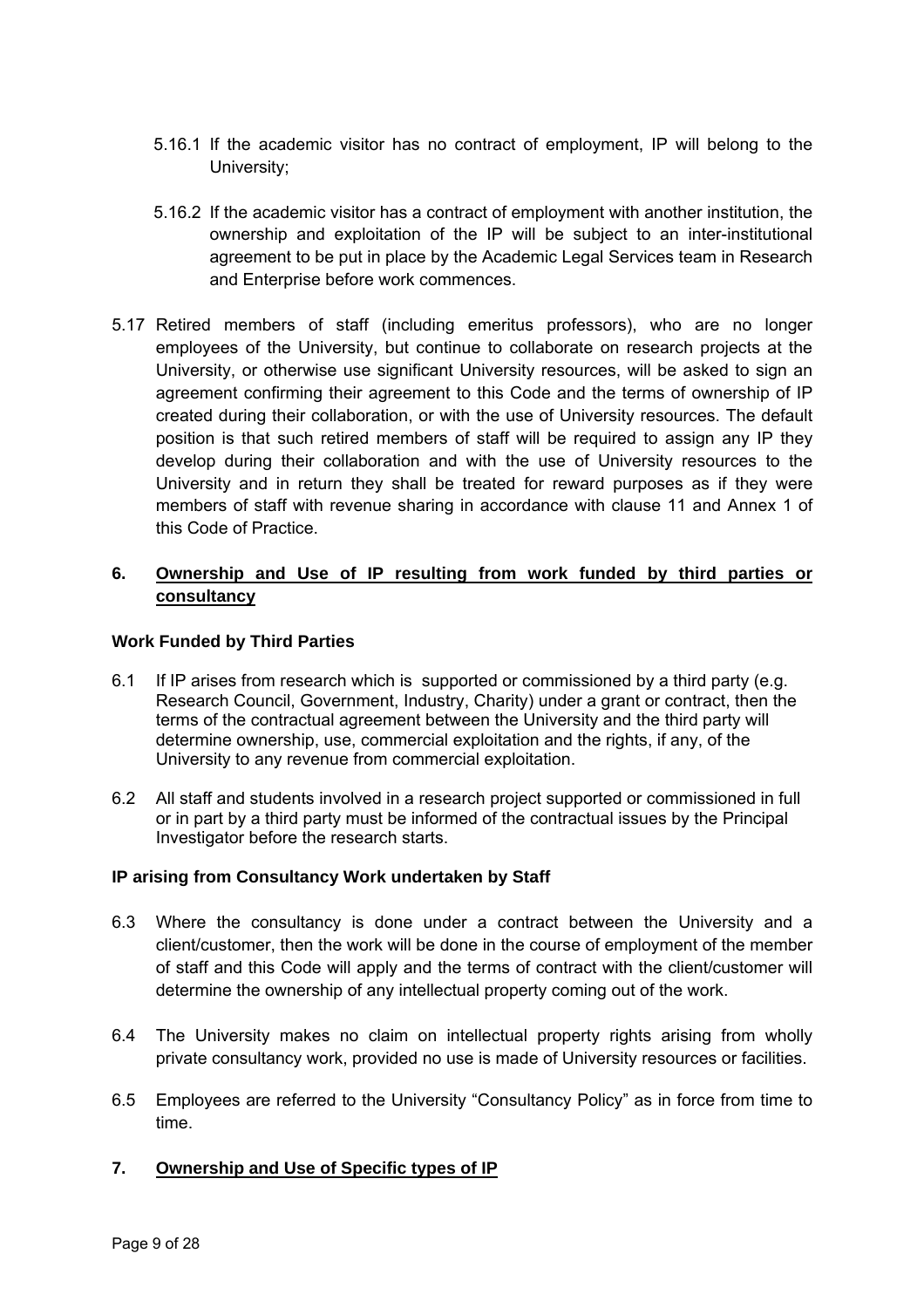5.16.1 If the academic visitor has no contract of employment, IP will belong to the University;

5.16.2 If the academic visitor has a contract of employment with another institution, the ownership and exploitation of the IP will be subject to an inter-institutional agreement to be put in place by the Academic Legal Services team in Research and Enterprise before work commences.

5.17 Retired members of staff (including emeritus professors), who are no longer employees of the University, but continue to collaborate on research projects at the University, or otherwise use significant University resources, will be asked to sign an agreement confirming their agreement to this Code and the terms of ownership of IP created during their collaboration, or with the use of University resources. The default position is that such retired members of staff will be required to assign any IP they develop during their collaboration and with the use of University resources to the University and in return they shall be treated for reward purposes as if they were members of staff with revenue sharing in accordance with clause 11 and Annex 1 of this Code of Practice.

## 6. Ownership and Use of IP resulting from work funded by third parties or consultancy

### Work Funded by Third Parties

6.1 If IP arises from research which is supported or commissioned by a third party (e.g. Research Council, Government, Industry, Charity) under a grant or contract, then the terms of the contractual agreement between the University and the third party will determine ownership, use, commercial exploitation and the rights, if any, of the University to any revenue from commercial exploitation.

6.2 All staff and students involved in a research project supported or commissioned in full or in part by a third party must be informed of the contractual issues by the Principal Investigator before the research starts.

### IP arising from Consultancy Work undertaken by Staff

6.3 Where the consultancy is done under a contract between the University and a client/customer, then the work will be done in the course of employment of the member of staff and this Code will apply and the terms of contract with the client/customer will determine the ownership of any intellectual property coming out of the work.

6.4 The University makes no claim on intellectual property rights arising from wholly private consultancy work, provided no use is made of University resources or facilities.

6.5 Employees are referred to the University "Consultancy Policy" as in force from time to time.

## 7. Ownership and Use of Specific types of IP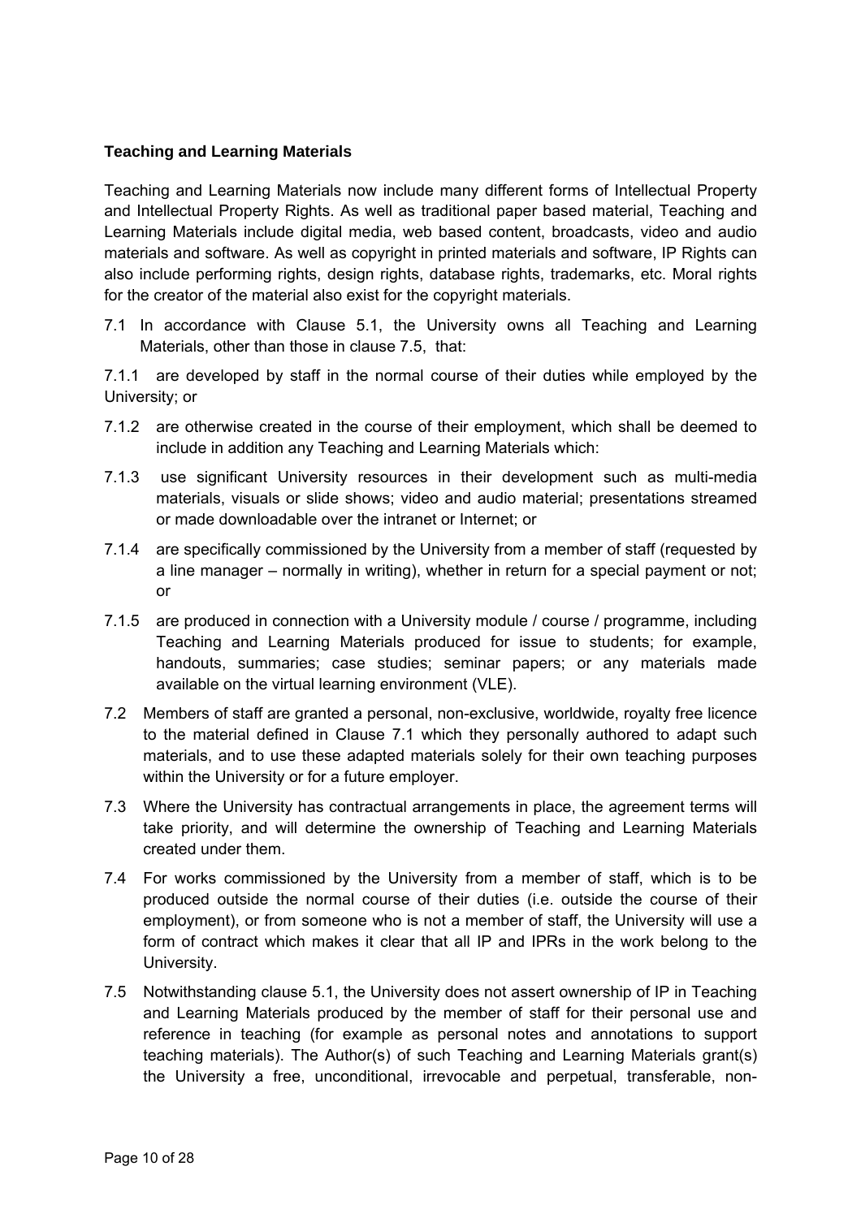**Teaching and Learning Materials**

Teaching and Learning Materials now include many different forms of Intellectual Property and Intellectual Property Rights. As well as traditional paper based material, Teaching and Learning Materials include digital media, web based content, broadcasts, video and audio materials and software. As well as copyright in printed materials and software, IP Rights can also include performing rights, design rights, database rights, trademarks, etc. Moral rights for the creator of the material also exist for the copyright materials.

7.1 In accordance with Clause 5.1, the University owns all Teaching and Learning Materials, other than those in clause 7.5, that:

7.1.1 are developed by staff in the normal course of their duties while employed by the University; or

7.1.2 are otherwise created in the course of their employment, which shall be deemed to include in addition any Teaching and Learning Materials which:

7.1.3 use significant University resources in their development such as multi-media materials, visuals or slide shows; video and audio material; presentations streamed or made downloadable over the intranet or Internet; or

7.1.4 are specifically commissioned by the University from a member of staff (requested by a line manager – normally in writing), whether in return for a special payment or not; or

7.1.5 are produced in connection with a University module / course / programme, including Teaching and Learning Materials produced for issue to students; for example, handouts, summaries; case studies; seminar papers; or any materials made available on the virtual learning environment (VLE).

7.2 Members of staff are granted a personal, non-exclusive, worldwide, royalty free licence to the material defined in Clause 7.1 which they personally authored to adapt such materials, and to use these adapted materials solely for their own teaching purposes within the University or for a future employer.

7.3 Where the University has contractual arrangements in place, the agreement terms will take priority, and will determine the ownership of Teaching and Learning Materials created under them.

7.4 For works commissioned by the University from a member of staff, which is to be produced outside the normal course of their duties (i.e. outside the course of their employment), or from someone who is not a member of staff, the University will use a form of contract which makes it clear that all IP and IPRs in the work belong to the University.

7.5 Notwithstanding clause 5.1, the University does not assert ownership of IP in Teaching and Learning Materials produced by the member of staff for their personal use and reference in teaching (for example as personal notes and annotations to support teaching materials). The Author(s) of such Teaching and Learning Materials grant(s) the University a free, unconditional, irrevocable and perpetual, transferable, non-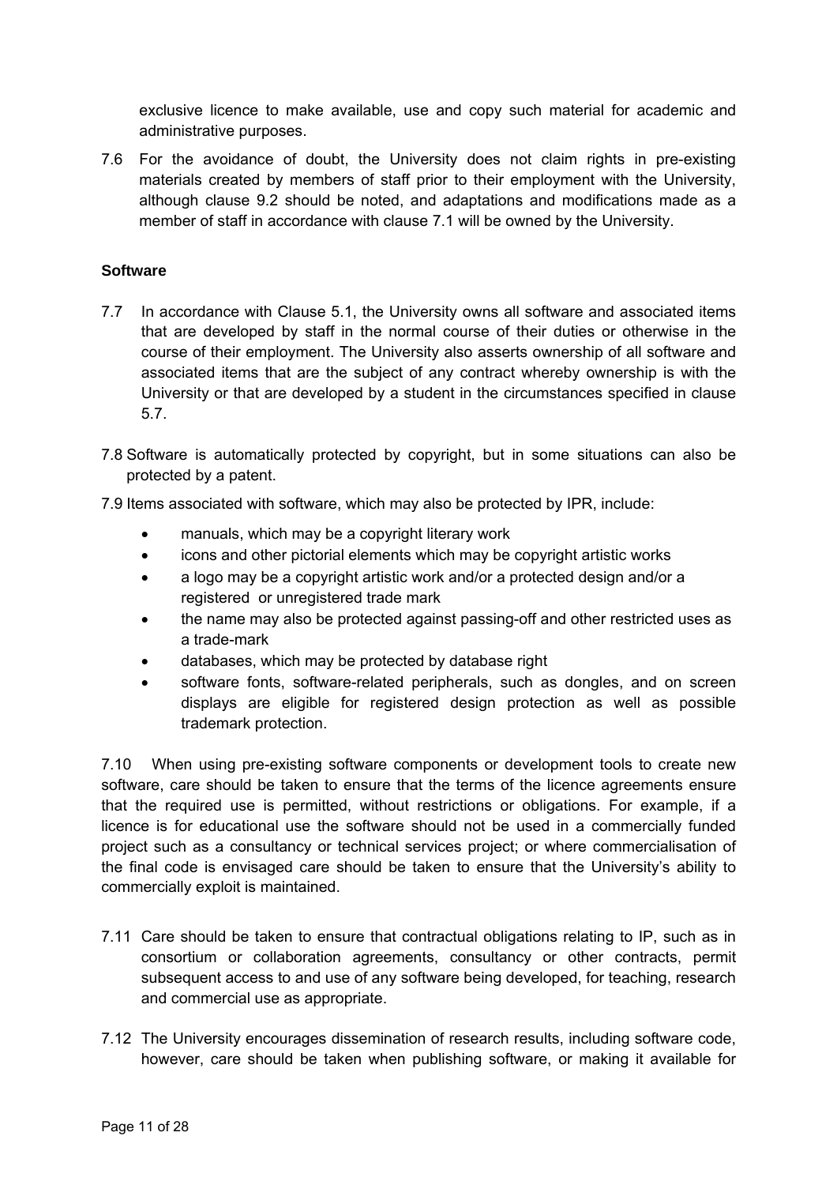exclusive licence to make available, use and copy such material for academic and administrative purposes.

7.6 For the avoidance of doubt, the University does not claim rights in pre-existing materials created by members of staff prior to their employment with the University, although clause 9.2 should be noted, and adaptations and modifications made as a member of staff in accordance with clause 7.1 will be owned by the University.

**Software**

7.7 In accordance with Clause 5.1, the University owns all software and associated items that are developed by staff in the normal course of their duties or otherwise in the course of their employment. The University also asserts ownership of all software and associated items that are the subject of any contract whereby ownership is with the University or that are developed by a student in the circumstances specified in clause 5.7.

7.8 Software is automatically protected by copyright, but in some situations can also be protected by a patent.

7.9 Items associated with software, which may also be protected by IPR, include:

- manuals, which may be a copyright literary work
- icons and other pictorial elements which may be copyright artistic works
- a logo may be a copyright artistic work and/or a protected design and/or a registered or unregistered trade mark
- the name may also be protected against passing-off and other restricted uses as a trade-mark
- databases, which may be protected by database right
- software fonts, software-related peripherals, such as dongles, and on screen displays are eligible for registered design protection as well as possible trademark protection.

7.10 When using pre-existing software components or development tools to create new software, care should be taken to ensure that the terms of the licence agreements ensure that the required use is permitted, without restrictions or obligations. For example, if a licence is for educational use the software should not be used in a commercially funded project such as a consultancy or technical services project; or where commercialisation of the final code is envisaged care should be taken to ensure that the University's ability to commercially exploit is maintained.

7.11 Care should be taken to ensure that contractual obligations relating to IP, such as in consortium or collaboration agreements, consultancy or other contracts, permit subsequent access to and use of any software being developed, for teaching, research and commercial use as appropriate.

7.12 The University encourages dissemination of research results, including software code, however, care should be taken when publishing software, or making it available for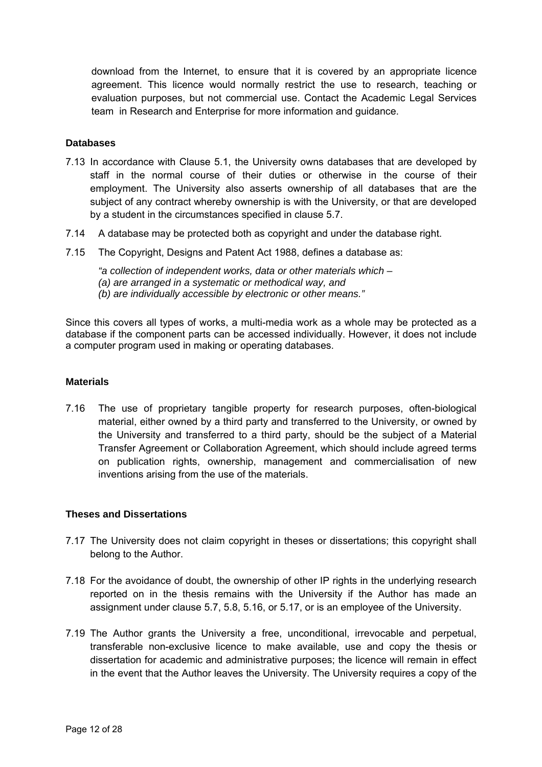download from the Internet, to ensure that it is covered by an appropriate licence agreement. This licence would normally restrict the use to research, teaching or evaluation purposes, but not commercial use. Contact the Academic Legal Services team in Research and Enterprise for more information and guidance.

**Databases**

7.13 In accordance with Clause 5.1, the University owns databases that are developed by staff in the normal course of their duties or otherwise in the course of their employment. The University also asserts ownership of all databases that are the subject of any contract whereby ownership is with the University, or that are developed by a student in the circumstances specified in clause 5.7.

7.14 A database may be protected both as copyright and under the database right.

7.15 The Copyright, Designs and Patent Act 1988, defines a database as:

*"a collection of independent works, data or other materials which –*
*(a) are arranged in a systematic or methodical way, and*
*(b) are individually accessible by electronic or other means."*

Since this covers all types of works, a multi-media work as a whole may be protected as a database if the component parts can be accessed individually. However, it does not include a computer program used in making or operating databases.

**Materials**

7.16 The use of proprietary tangible property for research purposes, often-biological material, either owned by a third party and transferred to the University, or owned by the University and transferred to a third party, should be the subject of a Material Transfer Agreement or Collaboration Agreement, which should include agreed terms on publication rights, ownership, management and commercialisation of new inventions arising from the use of the materials.

**Theses and Dissertations**

7.17 The University does not claim copyright in theses or dissertations; this copyright shall belong to the Author.

7.18 For the avoidance of doubt, the ownership of other IP rights in the underlying research reported on in the thesis remains with the University if the Author has made an assignment under clause 5.7, 5.8, 5.16, or 5.17, or is an employee of the University.

7.19 The Author grants the University a free, unconditional, irrevocable and perpetual, transferable non-exclusive licence to make available, use and copy the thesis or dissertation for academic and administrative purposes; the licence will remain in effect in the event that the Author leaves the University. The University requires a copy of the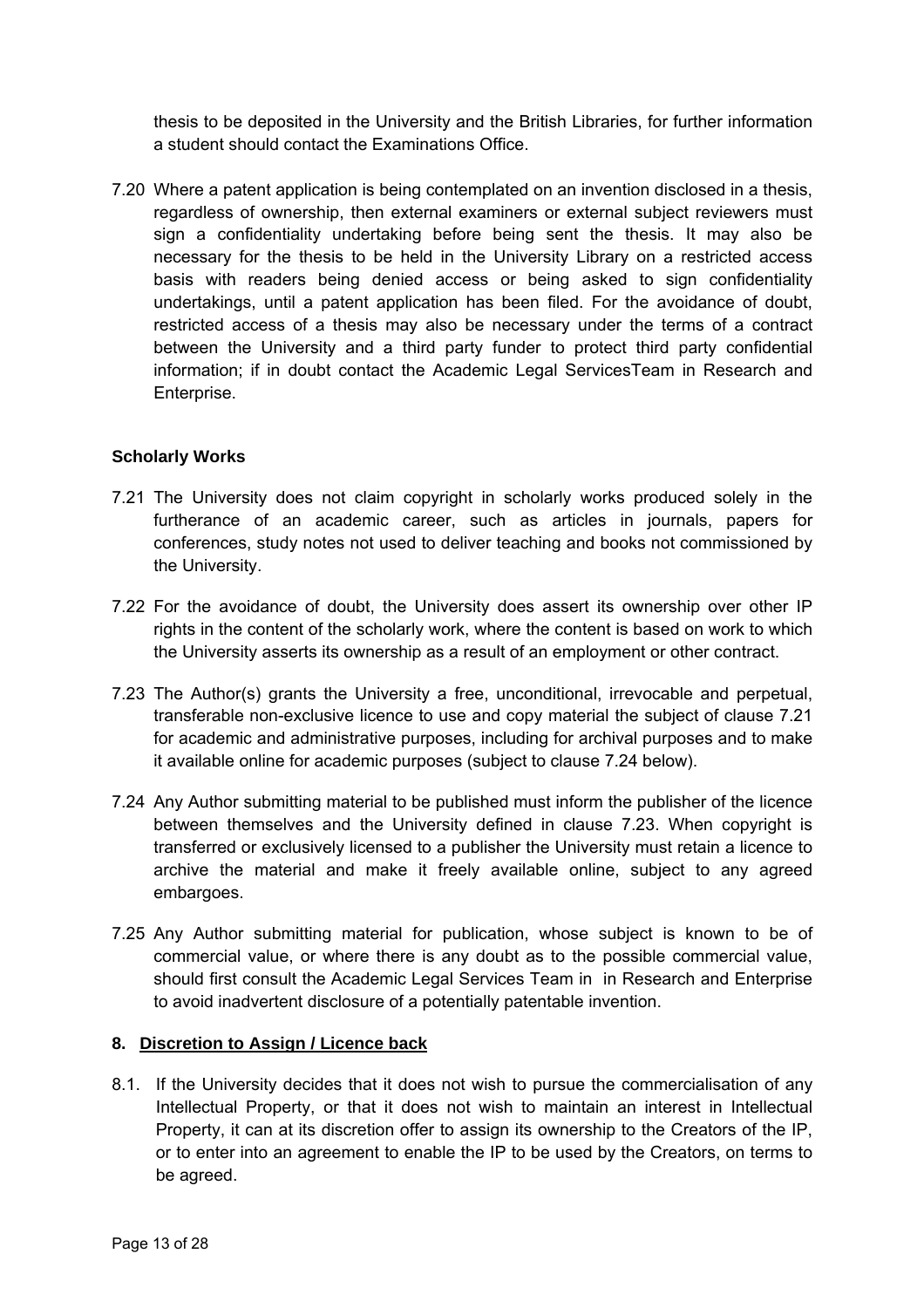thesis to be deposited in the University and the British Libraries, for further information a student should contact the Examinations Office.

7.20 Where a patent application is being contemplated on an invention disclosed in a thesis, regardless of ownership, then external examiners or external subject reviewers must sign a confidentiality undertaking before being sent the thesis. It may also be necessary for the thesis to be held in the University Library on a restricted access basis with readers being denied access or being asked to sign confidentiality undertakings, until a patent application has been filed. For the avoidance of doubt, restricted access of a thesis may also be necessary under the terms of a contract between the University and a third party funder to protect third party confidential information; if in doubt contact the Academic Legal ServicesTeam in Research and Enterprise.

**Scholarly Works**

7.21 The University does not claim copyright in scholarly works produced solely in the furtherance of an academic career, such as articles in journals, papers for conferences, study notes not used to deliver teaching and books not commissioned by the University.

7.22 For the avoidance of doubt, the University does assert its ownership over other IP rights in the content of the scholarly work, where the content is based on work to which the University asserts its ownership as a result of an employment or other contract.

7.23 The Author(s) grants the University a free, unconditional, irrevocable and perpetual, transferable non-exclusive licence to use and copy material the subject of clause 7.21 for academic and administrative purposes, including for archival purposes and to make it available online for academic purposes (subject to clause 7.24 below).

7.24 Any Author submitting material to be published must inform the publisher of the licence between themselves and the University defined in clause 7.23. When copyright is transferred or exclusively licensed to a publisher the University must retain a licence to archive the material and make it freely available online, subject to any agreed embargoes.

7.25 Any Author submitting material for publication, whose subject is known to be of commercial value, or where there is any doubt as to the possible commercial value, should first consult the Academic Legal Services Team in in Research and Enterprise to avoid inadvertent disclosure of a potentially patentable invention.

## 8. Discretion to Assign / Licence back

8.1. If the University decides that it does not wish to pursue the commercialisation of any Intellectual Property, or that it does not wish to maintain an interest in Intellectual Property, it can at its discretion offer to assign its ownership to the Creators of the IP, or to enter into an agreement to enable the IP to be used by the Creators, on terms to be agreed.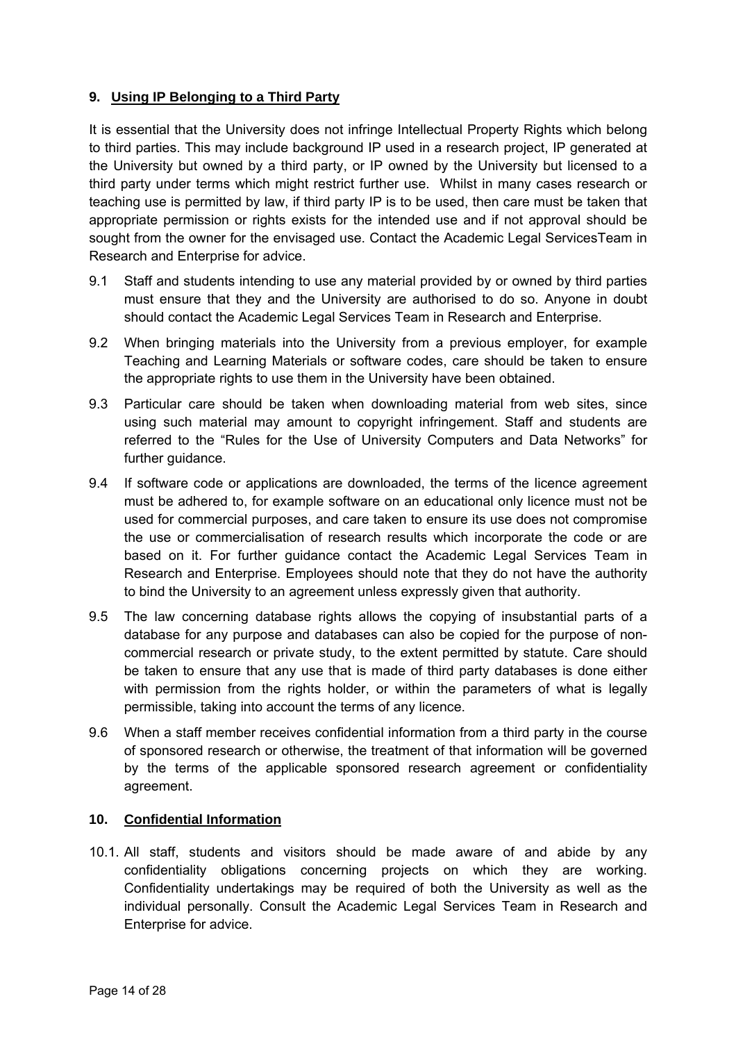## 9. Using IP Belonging to a Third Party

It is essential that the University does not infringe Intellectual Property Rights which belong to third parties. This may include background IP used in a research project, IP generated at the University but owned by a third party, or IP owned by the University but licensed to a third party under terms which might restrict further use.  Whilst in many cases research or teaching use is permitted by law, if third party IP is to be used, then care must be taken that appropriate permission or rights exists for the intended use and if not approval should be sought from the owner for the envisaged use. Contact the Academic Legal ServicesTeam in Research and Enterprise for advice.

9.1 Staff and students intending to use any material provided by or owned by third parties must ensure that they and the University are authorised to do so. Anyone in doubt should contact the Academic Legal Services Team in Research and Enterprise.

9.2 When bringing materials into the University from a previous employer, for example Teaching and Learning Materials or software codes, care should be taken to ensure the appropriate rights to use them in the University have been obtained.

9.3 Particular care should be taken when downloading material from web sites, since using such material may amount to copyright infringement. Staff and students are referred to the "Rules for the Use of University Computers and Data Networks" for further guidance.

9.4 If software code or applications are downloaded, the terms of the licence agreement must be adhered to, for example software on an educational only licence must not be used for commercial purposes, and care taken to ensure its use does not compromise the use or commercialisation of research results which incorporate the code or are based on it. For further guidance contact the Academic Legal Services Team in Research and Enterprise. Employees should note that they do not have the authority to bind the University to an agreement unless expressly given that authority.

9.5 The law concerning database rights allows the copying of insubstantial parts of a database for any purpose and databases can also be copied for the purpose of non-commercial research or private study, to the extent permitted by statute. Care should be taken to ensure that any use that is made of third party databases is done either with permission from the rights holder, or within the parameters of what is legally permissible, taking into account the terms of any licence.

9.6 When a staff member receives confidential information from a third party in the course of sponsored research or otherwise, the treatment of that information will be governed by the terms of the applicable sponsored research agreement or confidentiality agreement.

## 10. Confidential Information

10.1. All staff, students and visitors should be made aware of and abide by any confidentiality obligations concerning projects on which they are working. Confidentiality undertakings may be required of both the University as well as the individual personally. Consult the Academic Legal Services Team in Research and Enterprise for advice.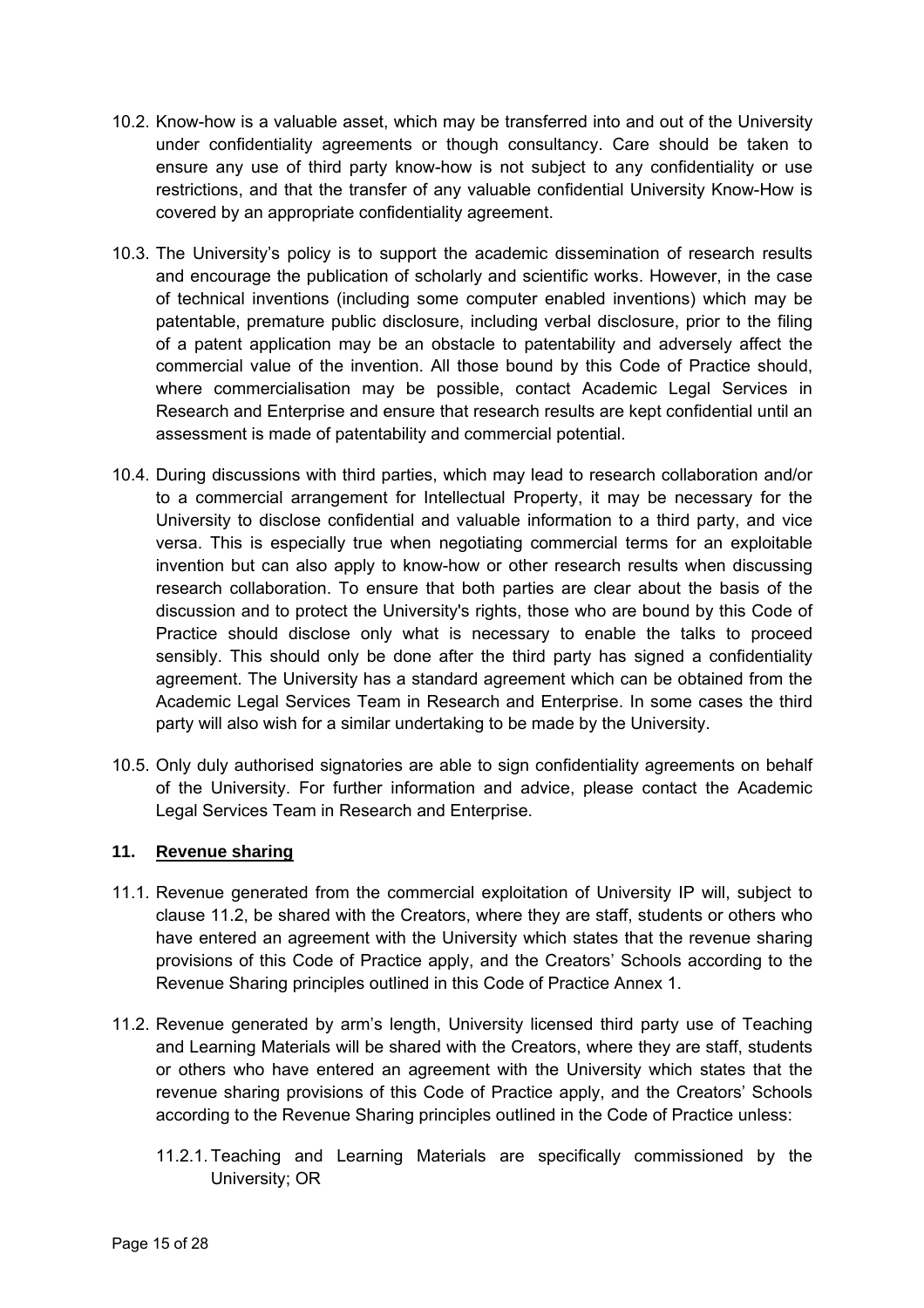10.2. Know-how is a valuable asset, which may be transferred into and out of the University under confidentiality agreements or though consultancy. Care should be taken to ensure any use of third party know-how is not subject to any confidentiality or use restrictions, and that the transfer of any valuable confidential University Know-How is covered by an appropriate confidentiality agreement.

10.3. The University's policy is to support the academic dissemination of research results and encourage the publication of scholarly and scientific works. However, in the case of technical inventions (including some computer enabled inventions) which may be patentable, premature public disclosure, including verbal disclosure, prior to the filing of a patent application may be an obstacle to patentability and adversely affect the commercial value of the invention. All those bound by this Code of Practice should, where commercialisation may be possible, contact Academic Legal Services in Research and Enterprise and ensure that research results are kept confidential until an assessment is made of patentability and commercial potential.

10.4. During discussions with third parties, which may lead to research collaboration and/or to a commercial arrangement for Intellectual Property, it may be necessary for the University to disclose confidential and valuable information to a third party, and vice versa. This is especially true when negotiating commercial terms for an exploitable invention but can also apply to know-how or other research results when discussing research collaboration. To ensure that both parties are clear about the basis of the discussion and to protect the University's rights, those who are bound by this Code of Practice should disclose only what is necessary to enable the talks to proceed sensibly. This should only be done after the third party has signed a confidentiality agreement. The University has a standard agreement which can be obtained from the Academic Legal Services Team in Research and Enterprise. In some cases the third party will also wish for a similar undertaking to be made by the University.

10.5. Only duly authorised signatories are able to sign confidentiality agreements on behalf of the University. For further information and advice, please contact the Academic Legal Services Team in Research and Enterprise.

## 11. <u>Revenue sharing</u>

11.1. Revenue generated from the commercial exploitation of University IP will, subject to clause 11.2, be shared with the Creators, where they are staff, students or others who have entered an agreement with the University which states that the revenue sharing provisions of this Code of Practice apply, and the Creators' Schools according to the Revenue Sharing principles outlined in this Code of Practice Annex 1.

11.2. Revenue generated by arm's length, University licensed third party use of Teaching and Learning Materials will be shared with the Creators, where they are staff, students or others who have entered an agreement with the University which states that the revenue sharing provisions of this Code of Practice apply, and the Creators' Schools according to the Revenue Sharing principles outlined in the Code of Practice unless:

11.2.1. Teaching and Learning Materials are specifically commissioned by the University; OR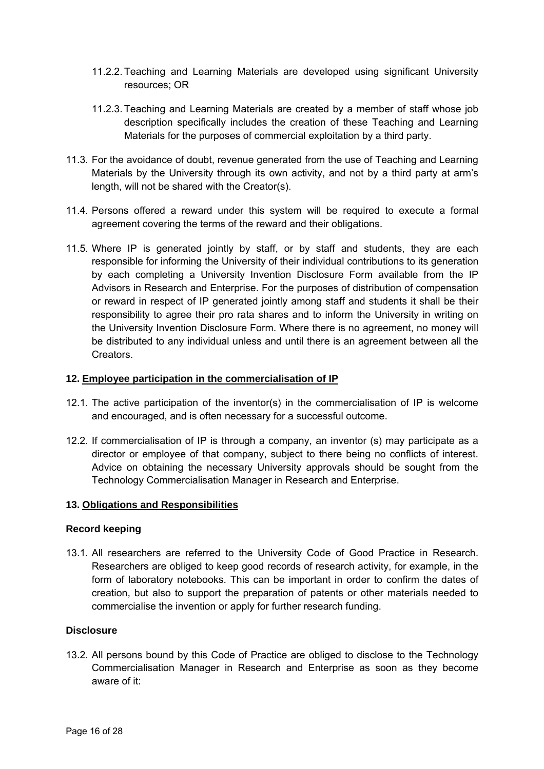11.2.2. Teaching and Learning Materials are developed using significant University resources; OR

11.2.3. Teaching and Learning Materials are created by a member of staff whose job description specifically includes the creation of these Teaching and Learning Materials for the purposes of commercial exploitation by a third party.

11.3. For the avoidance of doubt, revenue generated from the use of Teaching and Learning Materials by the University through its own activity, and not by a third party at arm's length, will not be shared with the Creator(s).

11.4. Persons offered a reward under this system will be required to execute a formal agreement covering the terms of the reward and their obligations.

11.5. Where IP is generated jointly by staff, or by staff and students, they are each responsible for informing the University of their individual contributions to its generation by each completing a University Invention Disclosure Form available from the IP Advisors in Research and Enterprise. For the purposes of distribution of compensation or reward in respect of IP generated jointly among staff and students it shall be their responsibility to agree their pro rata shares and to inform the University in writing on the University Invention Disclosure Form. Where there is no agreement, no money will be distributed to any individual unless and until there is an agreement between all the Creators.

## 12. Employee participation in the commercialisation of IP

12.1. The active participation of the inventor(s) in the commercialisation of IP is welcome and encouraged, and is often necessary for a successful outcome.

12.2. If commercialisation of IP is through a company, an inventor (s) may participate as a director or employee of that company, subject to there being no conflicts of interest. Advice on obtaining the necessary University approvals should be sought from the Technology Commercialisation Manager in Research and Enterprise.

## 13. Obligations and Responsibilities

### Record keeping

13.1. All researchers are referred to the University Code of Good Practice in Research. Researchers are obliged to keep good records of research activity, for example, in the form of laboratory notebooks. This can be important in order to confirm the dates of creation, but also to support the preparation of patents or other materials needed to commercialise the invention or apply for further research funding.

### Disclosure

13.2. All persons bound by this Code of Practice are obliged to disclose to the Technology Commercialisation Manager in Research and Enterprise as soon as they become aware of it: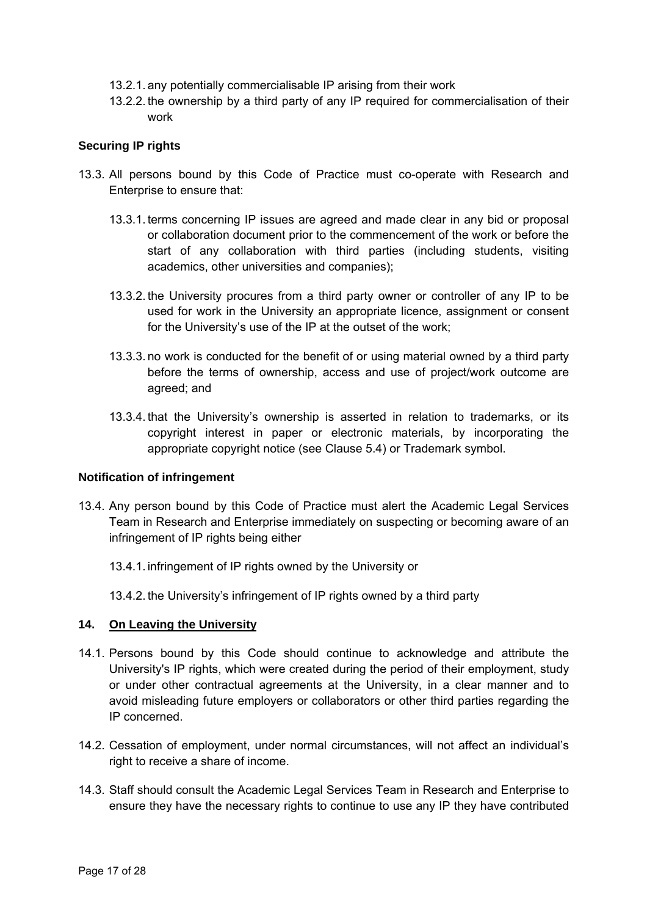13.2.1. any potentially commercialisable IP arising from their work

13.2.2. the ownership by a third party of any IP required for commercialisation of their work

**Securing IP rights**

13.3. All persons bound by this Code of Practice must co-operate with Research and Enterprise to ensure that:

13.3.1. terms concerning IP issues are agreed and made clear in any bid or proposal or collaboration document prior to the commencement of the work or before the start of any collaboration with third parties (including students, visiting academics, other universities and companies);

13.3.2. the University procures from a third party owner or controller of any IP to be used for work in the University an appropriate licence, assignment or consent for the University's use of the IP at the outset of the work;

13.3.3. no work is conducted for the benefit of or using material owned by a third party before the terms of ownership, access and use of project/work outcome are agreed; and

13.3.4. that the University's ownership is asserted in relation to trademarks, or its copyright interest in paper or electronic materials, by incorporating the appropriate copyright notice (see Clause 5.4) or Trademark symbol.

**Notification of infringement**

13.4. Any person bound by this Code of Practice must alert the Academic Legal Services Team in Research and Enterprise immediately on suspecting or becoming aware of an infringement of IP rights being either

13.4.1. infringement of IP rights owned by the University or

13.4.2. the University's infringement of IP rights owned by a third party

## 14. On Leaving the University

14.1. Persons bound by this Code should continue to acknowledge and attribute the University's IP rights, which were created during the period of their employment, study or under other contractual agreements at the University, in a clear manner and to avoid misleading future employers or collaborators or other third parties regarding the IP concerned.

14.2. Cessation of employment, under normal circumstances, will not affect an individual's right to receive a share of income.

14.3. Staff should consult the Academic Legal Services Team in Research and Enterprise to ensure they have the necessary rights to continue to use any IP they have contributed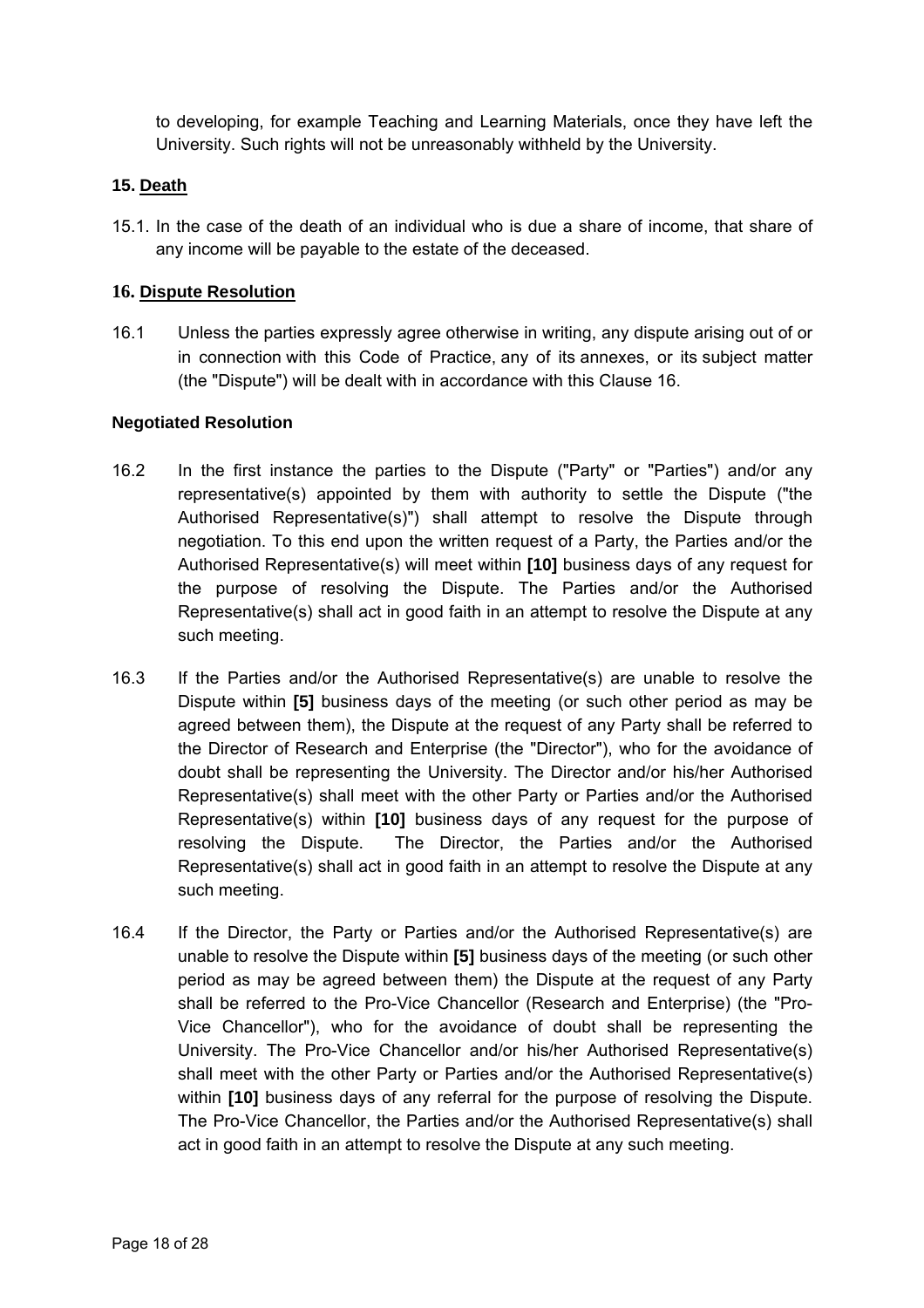to developing, for example Teaching and Learning Materials, once they have left the University. Such rights will not be unreasonably withheld by the University.

## 15. Death

15.1. In the case of the death of an individual who is due a share of income, that share of any income will be payable to the estate of the deceased.

## 16. Dispute Resolution

16.1 Unless the parties expressly agree otherwise in writing, any dispute arising out of or in connection with this Code of Practice, any of its annexes, or its subject matter (the "Dispute") will be dealt with in accordance with this Clause 16.

### Negotiated Resolution

16.2 In the first instance the parties to the Dispute ("Party" or "Parties") and/or any representative(s) appointed by them with authority to settle the Dispute ("the Authorised Representative(s)") shall attempt to resolve the Dispute through negotiation. To this end upon the written request of a Party, the Parties and/or the Authorised Representative(s) will meet within **[10]** business days of any request for the purpose of resolving the Dispute. The Parties and/or the Authorised Representative(s) shall act in good faith in an attempt to resolve the Dispute at any such meeting.

16.3 If the Parties and/or the Authorised Representative(s) are unable to resolve the Dispute within **[5]** business days of the meeting (or such other period as may be agreed between them), the Dispute at the request of any Party shall be referred to the Director of Research and Enterprise (the "Director"), who for the avoidance of doubt shall be representing the University. The Director and/or his/her Authorised Representative(s) shall meet with the other Party or Parties and/or the Authorised Representative(s) within **[10]** business days of any request for the purpose of resolving the Dispute. The Director, the Parties and/or the Authorised Representative(s) shall act in good faith in an attempt to resolve the Dispute at any such meeting.

16.4 If the Director, the Party or Parties and/or the Authorised Representative(s) are unable to resolve the Dispute within **[5]** business days of the meeting (or such other period as may be agreed between them) the Dispute at the request of any Party shall be referred to the Pro-Vice Chancellor (Research and Enterprise) (the "Pro-Vice Chancellor"), who for the avoidance of doubt shall be representing the University. The Pro-Vice Chancellor and/or his/her Authorised Representative(s) shall meet with the other Party or Parties and/or the Authorised Representative(s) within **[10]** business days of any referral for the purpose of resolving the Dispute. The Pro-Vice Chancellor, the Parties and/or the Authorised Representative(s) shall act in good faith in an attempt to resolve the Dispute at any such meeting.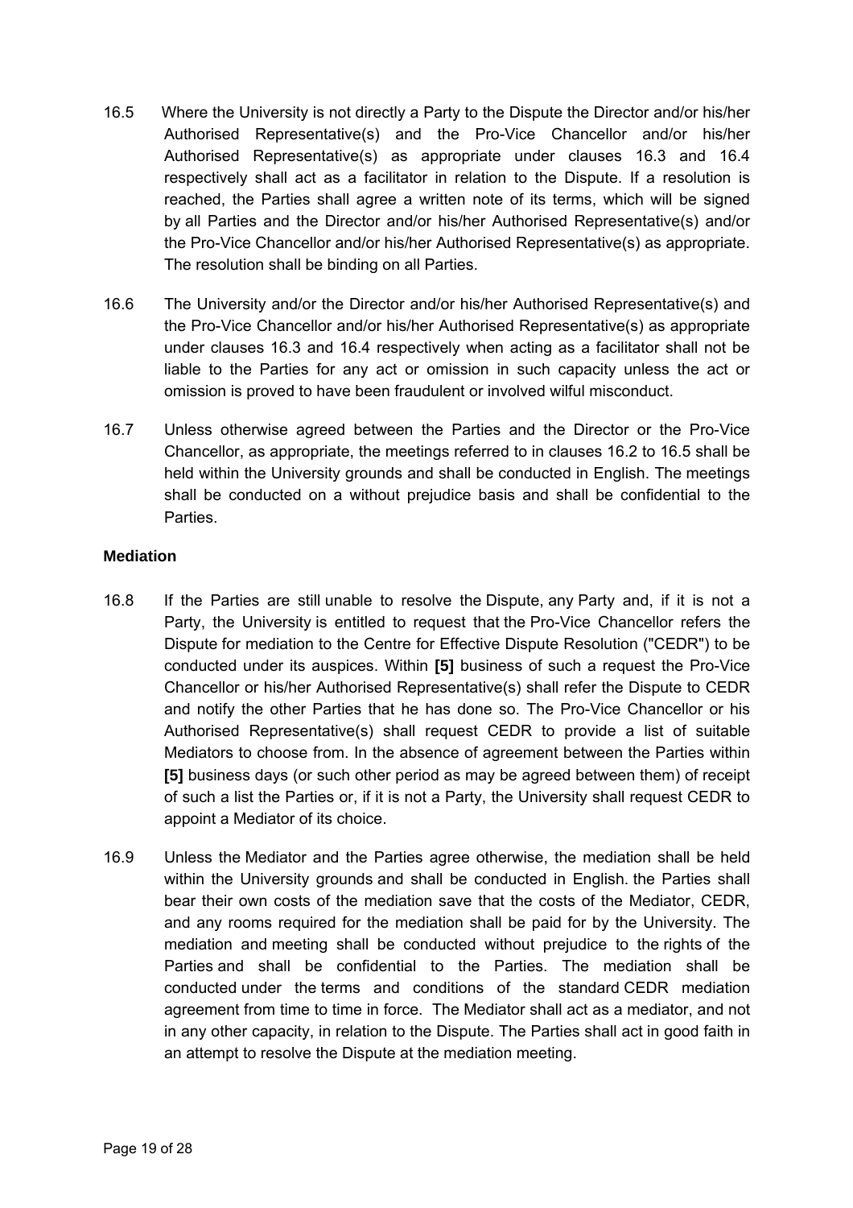16.5 Where the University is not directly a Party to the Dispute the Director and/or his/her Authorised Representative(s) and the Pro-Vice Chancellor and/or his/her Authorised Representative(s) as appropriate under clauses 16.3 and 16.4 respectively shall act as a facilitator in relation to the Dispute. If a resolution is reached, the Parties shall agree a written note of its terms, which will be signed by all Parties and the Director and/or his/her Authorised Representative(s) and/or the Pro-Vice Chancellor and/or his/her Authorised Representative(s) as appropriate. The resolution shall be binding on all Parties.

16.6 The University and/or the Director and/or his/her Authorised Representative(s) and the Pro-Vice Chancellor and/or his/her Authorised Representative(s) as appropriate under clauses 16.3 and 16.4 respectively when acting as a facilitator shall not be liable to the Parties for any act or omission in such capacity unless the act or omission is proved to have been fraudulent or involved wilful misconduct.

16.7 Unless otherwise agreed between the Parties and the Director or the Pro-Vice Chancellor, as appropriate, the meetings referred to in clauses 16.2 to 16.5 shall be held within the University grounds and shall be conducted in English. The meetings shall be conducted on a without prejudice basis and shall be confidential to the Parties.

**Mediation**

16.8 If the Parties are still unable to resolve the Dispute, any Party and, if it is not a Party, the University is entitled to request that the Pro-Vice Chancellor refers the Dispute for mediation to the Centre for Effective Dispute Resolution ("CEDR") to be conducted under its auspices. Within **[5]** business of such a request the Pro-Vice Chancellor or his/her Authorised Representative(s) shall refer the Dispute to CEDR and notify the other Parties that he has done so. The Pro-Vice Chancellor or his Authorised Representative(s) shall request CEDR to provide a list of suitable Mediators to choose from. In the absence of agreement between the Parties within **[5]** business days (or such other period as may be agreed between them) of receipt of such a list the Parties or, if it is not a Party, the University shall request CEDR to appoint a Mediator of its choice.

16.9 Unless the Mediator and the Parties agree otherwise, the mediation shall be held within the University grounds and shall be conducted in English. the Parties shall bear their own costs of the mediation save that the costs of the Mediator, CEDR, and any rooms required for the mediation shall be paid for by the University. The mediation and meeting shall be conducted without prejudice to the rights of the Parties and shall be confidential to the Parties. The mediation shall be conducted under the terms and conditions of the standard CEDR mediation agreement from time to time in force. The Mediator shall act as a mediator, and not in any other capacity, in relation to the Dispute. The Parties shall act in good faith in an attempt to resolve the Dispute at the mediation meeting.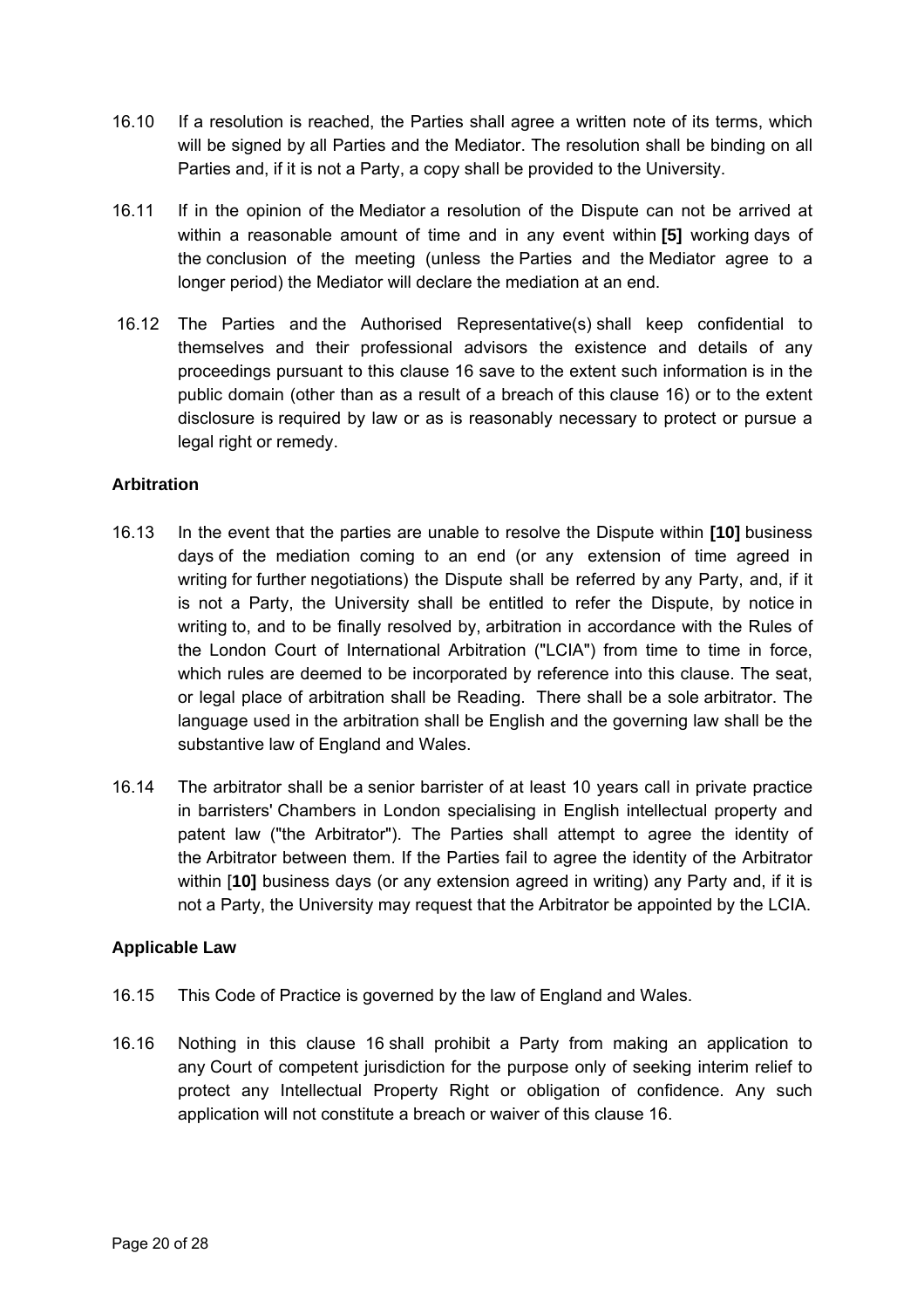16.10 If a resolution is reached, the Parties shall agree a written note of its terms, which will be signed by all Parties and the Mediator. The resolution shall be binding on all Parties and, if it is not a Party, a copy shall be provided to the University.

16.11 If in the opinion of the Mediator a resolution of the Dispute can not be arrived at within a reasonable amount of time and in any event within **[5]** working days of the conclusion of the meeting (unless the Parties and the Mediator agree to a longer period) the Mediator will declare the mediation at an end.

16.12 The Parties and the Authorised Representative(s) shall keep confidential to themselves and their professional advisors the existence and details of any proceedings pursuant to this clause 16 save to the extent such information is in the public domain (other than as a result of a breach of this clause 16) or to the extent disclosure is required by law or as is reasonably necessary to protect or pursue a legal right or remedy.

**Arbitration**

16.13 In the event that the parties are unable to resolve the Dispute within **[10]** business days of the mediation coming to an end (or any extension of time agreed in writing for further negotiations) the Dispute shall be referred by any Party, and, if it is not a Party, the University shall be entitled to refer the Dispute, by notice in writing to, and to be finally resolved by, arbitration in accordance with the Rules of the London Court of International Arbitration ("LCIA") from time to time in force, which rules are deemed to be incorporated by reference into this clause. The seat, or legal place of arbitration shall be Reading. There shall be a sole arbitrator. The language used in the arbitration shall be English and the governing law shall be the substantive law of England and Wales.

16.14 The arbitrator shall be a senior barrister of at least 10 years call in private practice in barristers' Chambers in London specialising in English intellectual property and patent law ("the Arbitrator"). The Parties shall attempt to agree the identity of the Arbitrator between them. If the Parties fail to agree the identity of the Arbitrator within [**10]** business days (or any extension agreed in writing) any Party and, if it is not a Party, the University may request that the Arbitrator be appointed by the LCIA.

**Applicable Law**

16.15 This Code of Practice is governed by the law of England and Wales.

16.16 Nothing in this clause 16 shall prohibit a Party from making an application to any Court of competent jurisdiction for the purpose only of seeking interim relief to protect any Intellectual Property Right or obligation of confidence. Any such application will not constitute a breach or waiver of this clause 16.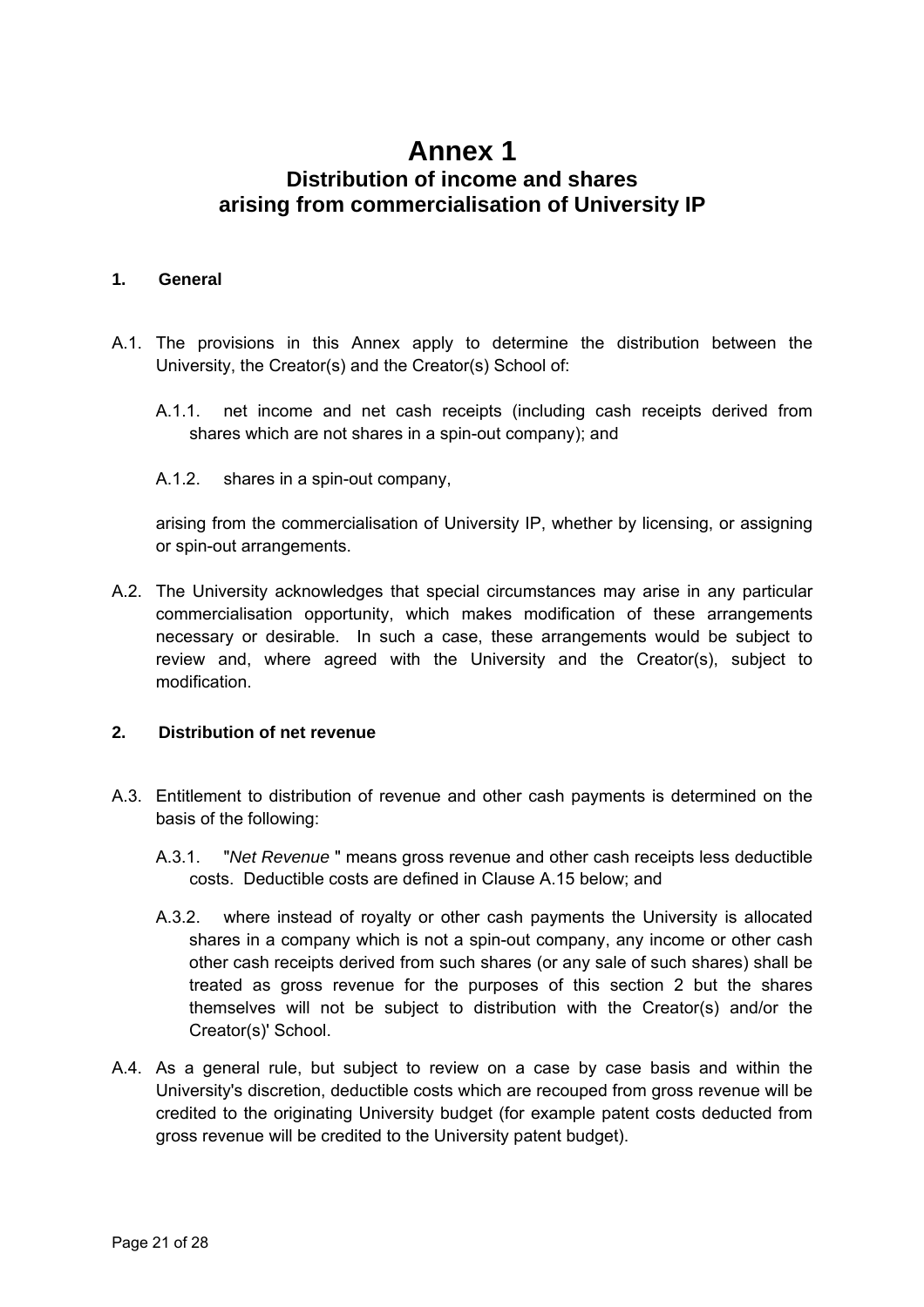# Annex 1

## Distribution of income and shares arising from commercialisation of University IP

### 1. General

A.1. The provisions in this Annex apply to determine the distribution between the University, the Creator(s) and the Creator(s) School of:

A.1.1. net income and net cash receipts (including cash receipts derived from shares which are not shares in a spin-out company); and

A.1.2. shares in a spin-out company,

arising from the commercialisation of University IP, whether by licensing, or assigning or spin-out arrangements.

A.2. The University acknowledges that special circumstances may arise in any particular commercialisation opportunity, which makes modification of these arrangements necessary or desirable. In such a case, these arrangements would be subject to review and, where agreed with the University and the Creator(s), subject to modification.

### 2. Distribution of net revenue

A.3. Entitlement to distribution of revenue and other cash payments is determined on the basis of the following:

A.3.1. "*Net Revenue* " means gross revenue and other cash receipts less deductible costs. Deductible costs are defined in Clause A.15 below; and

A.3.2. where instead of royalty or other cash payments the University is allocated shares in a company which is not a spin-out company, any income or other cash other cash receipts derived from such shares (or any sale of such shares) shall be treated as gross revenue for the purposes of this section 2 but the shares themselves will not be subject to distribution with the Creator(s) and/or the Creator(s)' School.

A.4. As a general rule, but subject to review on a case by case basis and within the University's discretion, deductible costs which are recouped from gross revenue will be credited to the originating University budget (for example patent costs deducted from gross revenue will be credited to the University patent budget).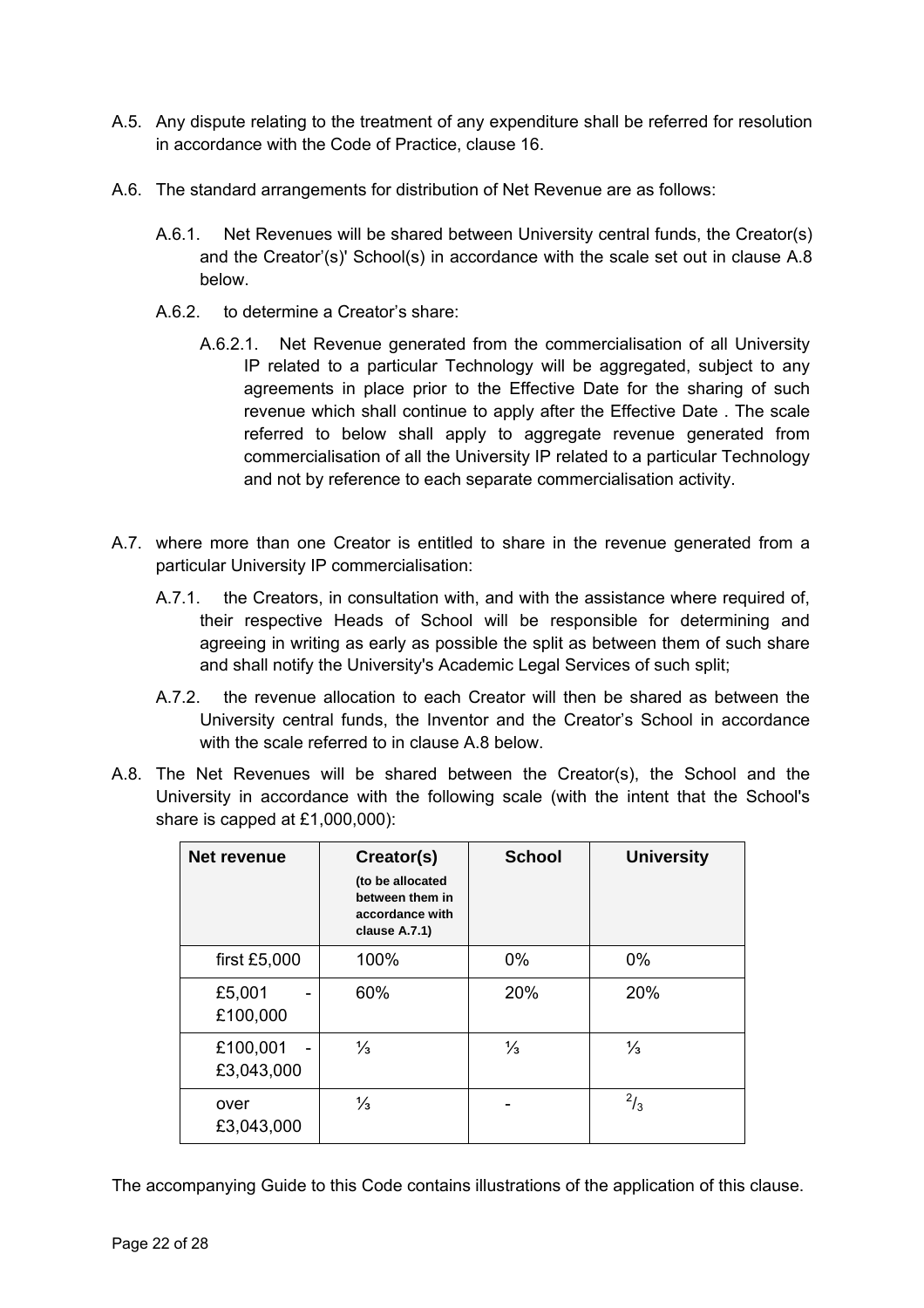A.5. Any dispute relating to the treatment of any expenditure shall be referred for resolution in accordance with the Code of Practice, clause 16.

A.6. The standard arrangements for distribution of Net Revenue are as follows:

A.6.1. Net Revenues will be shared between University central funds, the Creator(s) and the Creator'(s)' School(s) in accordance with the scale set out in clause A.8 below.

A.6.2. to determine a Creator's share:

A.6.2.1. Net Revenue generated from the commercialisation of all University IP related to a particular Technology will be aggregated, subject to any agreements in place prior to the Effective Date for the sharing of such revenue which shall continue to apply after the Effective Date . The scale referred to below shall apply to aggregate revenue generated from commercialisation of all the University IP related to a particular Technology and not by reference to each separate commercialisation activity.

A.7. where more than one Creator is entitled to share in the revenue generated from a particular University IP commercialisation:

A.7.1. the Creators, in consultation with, and with the assistance where required of, their respective Heads of School will be responsible for determining and agreeing in writing as early as possible the split as between them of such share and shall notify the University's Academic Legal Services of such split;

A.7.2. the revenue allocation to each Creator will then be shared as between the University central funds, the Inventor and the Creator's School in accordance with the scale referred to in clause A.8 below.

A.8. The Net Revenues will be shared between the Creator(s), the School and the University in accordance with the following scale (with the intent that the School's share is capped at £1,000,000):

| Net revenue | Creator(s) (to be allocated between them in accordance with clause A.7.1) | School | University |
|---|---|---|---|
| first £5,000 | 100% | 0% | 0% |
| £5,001 - £100,000 | 60% | 20% | 20% |
| £100,001 - £3,043,000 | ⅓ | ⅓ | ⅓ |
| over £3,043,000 | ⅓ | - | $^{2}/_{3}$ |

The accompanying Guide to this Code contains illustrations of the application of this clause.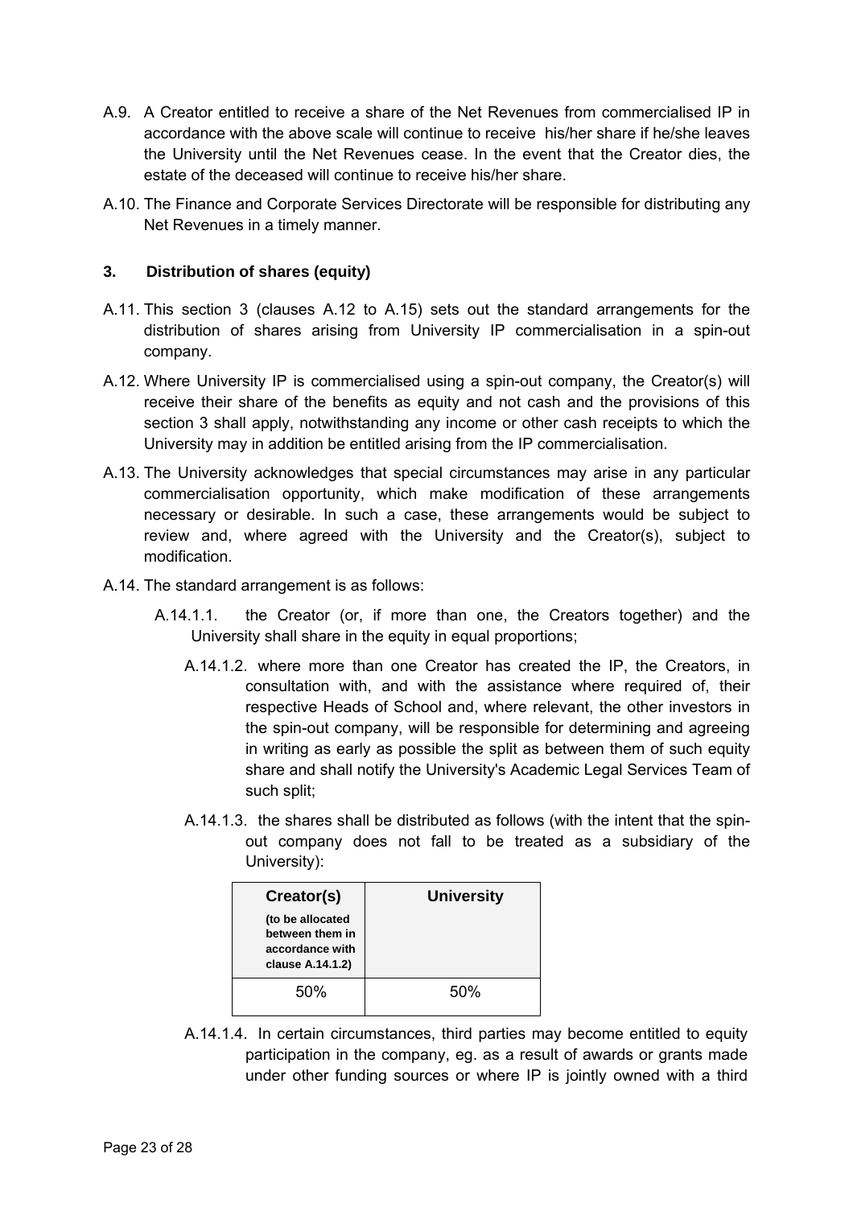A.9. A Creator entitled to receive a share of the Net Revenues from commercialised IP in accordance with the above scale will continue to receive his/her share if he/she leaves the University until the Net Revenues cease. In the event that the Creator dies, the estate of the deceased will continue to receive his/her share.

A.10. The Finance and Corporate Services Directorate will be responsible for distributing any Net Revenues in a timely manner.

### 3. Distribution of shares (equity)

A.11. This section 3 (clauses A.12 to A.15) sets out the standard arrangements for the distribution of shares arising from University IP commercialisation in a spin-out company.

A.12. Where University IP is commercialised using a spin-out company, the Creator(s) will receive their share of the benefits as equity and not cash and the provisions of this section 3 shall apply, notwithstanding any income or other cash receipts to which the University may in addition be entitled arising from the IP commercialisation.

A.13. The University acknowledges that special circumstances may arise in any particular commercialisation opportunity, which make modification of these arrangements necessary or desirable. In such a case, these arrangements would be subject to review and, where agreed with the University and the Creator(s), subject to modification.

A.14. The standard arrangement is as follows:

A.14.1.1. the Creator (or, if more than one, the Creators together) and the University shall share in the equity in equal proportions;

A.14.1.2. where more than one Creator has created the IP, the Creators, in consultation with, and with the assistance where required of, their respective Heads of School and, where relevant, the other investors in the spin-out company, will be responsible for determining and agreeing in writing as early as possible the split as between them of such equity share and shall notify the University's Academic Legal Services Team of such split;

A.14.1.3. the shares shall be distributed as follows (with the intent that the spin-out company does not fall to be treated as a subsidiary of the University):

| **Creator(s)** **(to be allocated between them in accordance with clause A.14.1.2)** | **University** |
|---|---|
| 50% | 50% |

A.14.1.4. In certain circumstances, third parties may become entitled to equity participation in the company, eg. as a result of awards or grants made under other funding sources or where IP is jointly owned with a third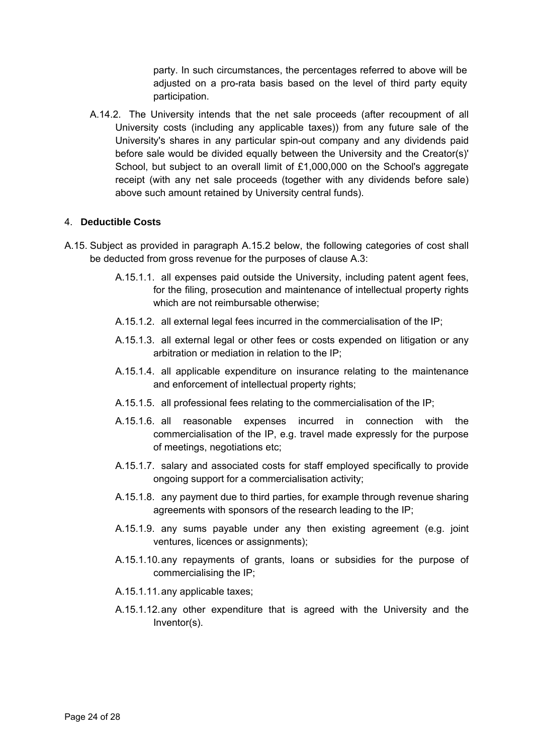party. In such circumstances, the percentages referred to above will be adjusted on a pro-rata basis based on the level of third party equity participation.

A.14.2. The University intends that the net sale proceeds (after recoupment of all University costs (including any applicable taxes)) from any future sale of the University's shares in any particular spin-out company and any dividends paid before sale would be divided equally between the University and the Creator(s)' School, but subject to an overall limit of £1,000,000 on the School's aggregate receipt (with any net sale proceeds (together with any dividends before sale) above such amount retained by University central funds).

## 4. Deductible Costs

A.15. Subject as provided in paragraph A.15.2 below, the following categories of cost shall be deducted from gross revenue for the purposes of clause A.3:

A.15.1.1. all expenses paid outside the University, including patent agent fees, for the filing, prosecution and maintenance of intellectual property rights which are not reimbursable otherwise;

A.15.1.2. all external legal fees incurred in the commercialisation of the IP;

A.15.1.3. all external legal or other fees or costs expended on litigation or any arbitration or mediation in relation to the IP;

A.15.1.4. all applicable expenditure on insurance relating to the maintenance and enforcement of intellectual property rights;

A.15.1.5. all professional fees relating to the commercialisation of the IP;

A.15.1.6. all reasonable expenses incurred in connection with the commercialisation of the IP, e.g. travel made expressly for the purpose of meetings, negotiations etc;

A.15.1.7. salary and associated costs for staff employed specifically to provide ongoing support for a commercialisation activity;

A.15.1.8. any payment due to third parties, for example through revenue sharing agreements with sponsors of the research leading to the IP;

A.15.1.9. any sums payable under any then existing agreement (e.g. joint ventures, licences or assignments);

A.15.1.10. any repayments of grants, loans or subsidies for the purpose of commercialising the IP;

A.15.1.11. any applicable taxes;

A.15.1.12. any other expenditure that is agreed with the University and the Inventor(s).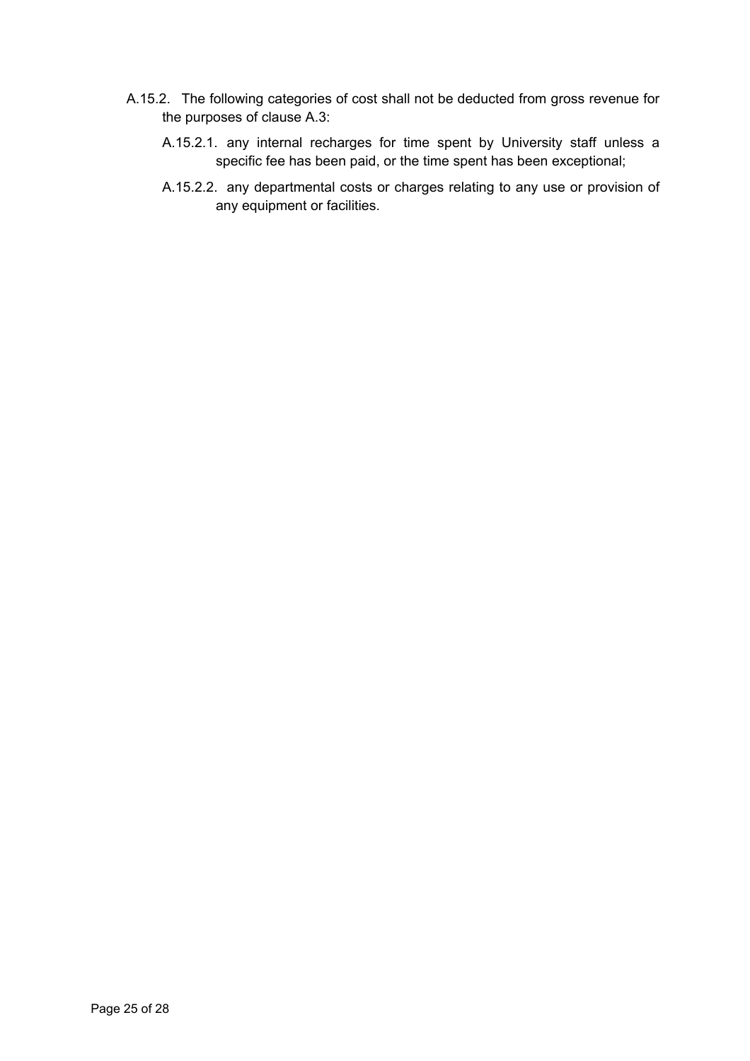A.15.2. The following categories of cost shall not be deducted from gross revenue for the purposes of clause A.3:

A.15.2.1. any internal recharges for time spent by University staff unless a specific fee has been paid, or the time spent has been exceptional;

A.15.2.2. any departmental costs or charges relating to any use or provision of any equipment or facilities.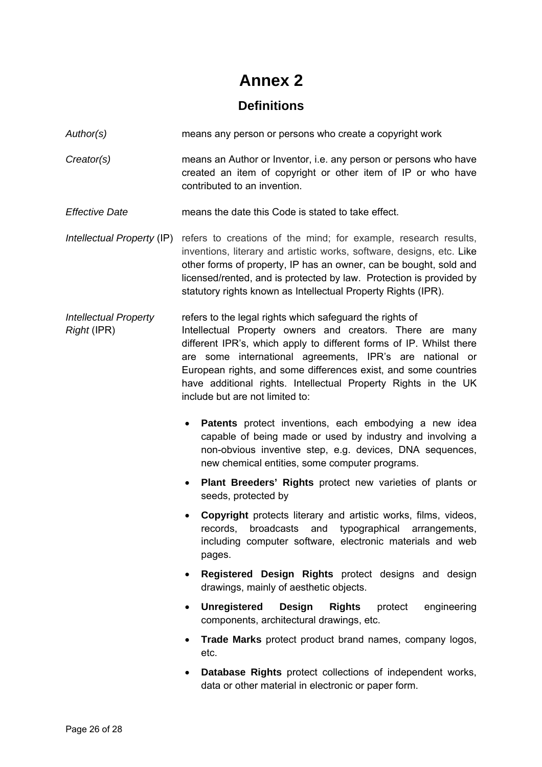# Annex 2

## Definitions

*Author(s)* means any person or persons who create a copyright work

*Creator(s)* means an Author or Inventor, i.e. any person or persons who have created an item of copyright or other item of IP or who have contributed to an invention.

*Effective Date* means the date this Code is stated to take effect.

*Intellectual Property* (IP) refers to creations of the mind; for example, research results, inventions, literary and artistic works, software, designs, etc. Like other forms of property, IP has an owner, can be bought, sold and licensed/rented, and is protected by law. Protection is provided by statutory rights known as Intellectual Property Rights (IPR).

*Intellectual Property Right* (IPR) refers to the legal rights which safeguard the rights of Intellectual Property owners and creators. There are many different IPR's, which apply to different forms of IP. Whilst there are some international agreements, IPR's are national or European rights, and some differences exist, and some countries have additional rights. Intellectual Property Rights in the UK include but are not limited to:

- **Patents** protect inventions, each embodying a new idea capable of being made or used by industry and involving a non-obvious inventive step, e.g. devices, DNA sequences, new chemical entities, some computer programs.
- **Plant Breeders' Rights** protect new varieties of plants or seeds, protected by
- **Copyright** protects literary and artistic works, films, videos, records, broadcasts and typographical arrangements, including computer software, electronic materials and web pages.
- **Registered Design Rights** protect designs and design drawings, mainly of aesthetic objects.
- **Unregistered Design Rights** protect engineering components, architectural drawings, etc.
- **Trade Marks** protect product brand names, company logos, etc.
- **Database Rights** protect collections of independent works, data or other material in electronic or paper form.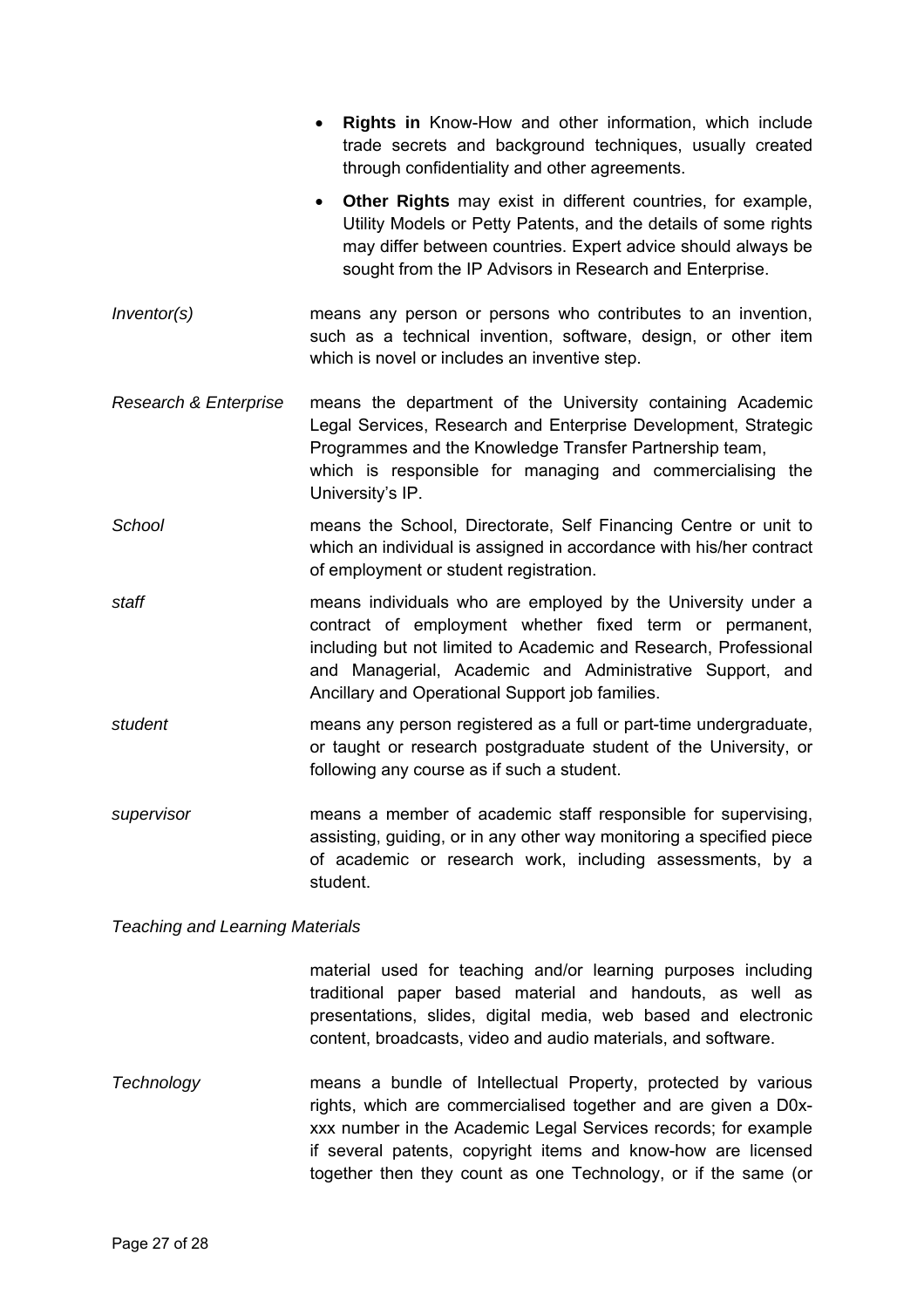- **Rights in** Know-How and other information, which include trade secrets and background techniques, usually created through confidentiality and other agreements.
- **Other Rights** may exist in different countries, for example, Utility Models or Petty Patents, and the details of some rights may differ between countries. Expert advice should always be sought from the IP Advisors in Research and Enterprise.

*Inventor(s)* means any person or persons who contributes to an invention, such as a technical invention, software, design, or other item which is novel or includes an inventive step.

*Research & Enterprise* means the department of the University containing Academic Legal Services, Research and Enterprise Development, Strategic Programmes and the Knowledge Transfer Partnership team, which is responsible for managing and commercialising the University's IP.

*School* means the School, Directorate, Self Financing Centre or unit to which an individual is assigned in accordance with his/her contract of employment or student registration.

*staff* means individuals who are employed by the University under a contract of employment whether fixed term or permanent, including but not limited to Academic and Research, Professional and Managerial, Academic and Administrative Support, and Ancillary and Operational Support job families.

*student* means any person registered as a full or part-time undergraduate, or taught or research postgraduate student of the University, or following any course as if such a student.

*supervisor* means a member of academic staff responsible for supervising, assisting, guiding, or in any other way monitoring a specified piece of academic or research work, including assessments, by a student.

*Teaching and Learning Materials*

material used for teaching and/or learning purposes including traditional paper based material and handouts, as well as presentations, slides, digital media, web based and electronic content, broadcasts, video and audio materials, and software.

*Technology* means a bundle of Intellectual Property, protected by various rights, which are commercialised together and are given a D0x-xxx number in the Academic Legal Services records; for example if several patents, copyright items and know-how are licensed together then they count as one Technology, or if the same (or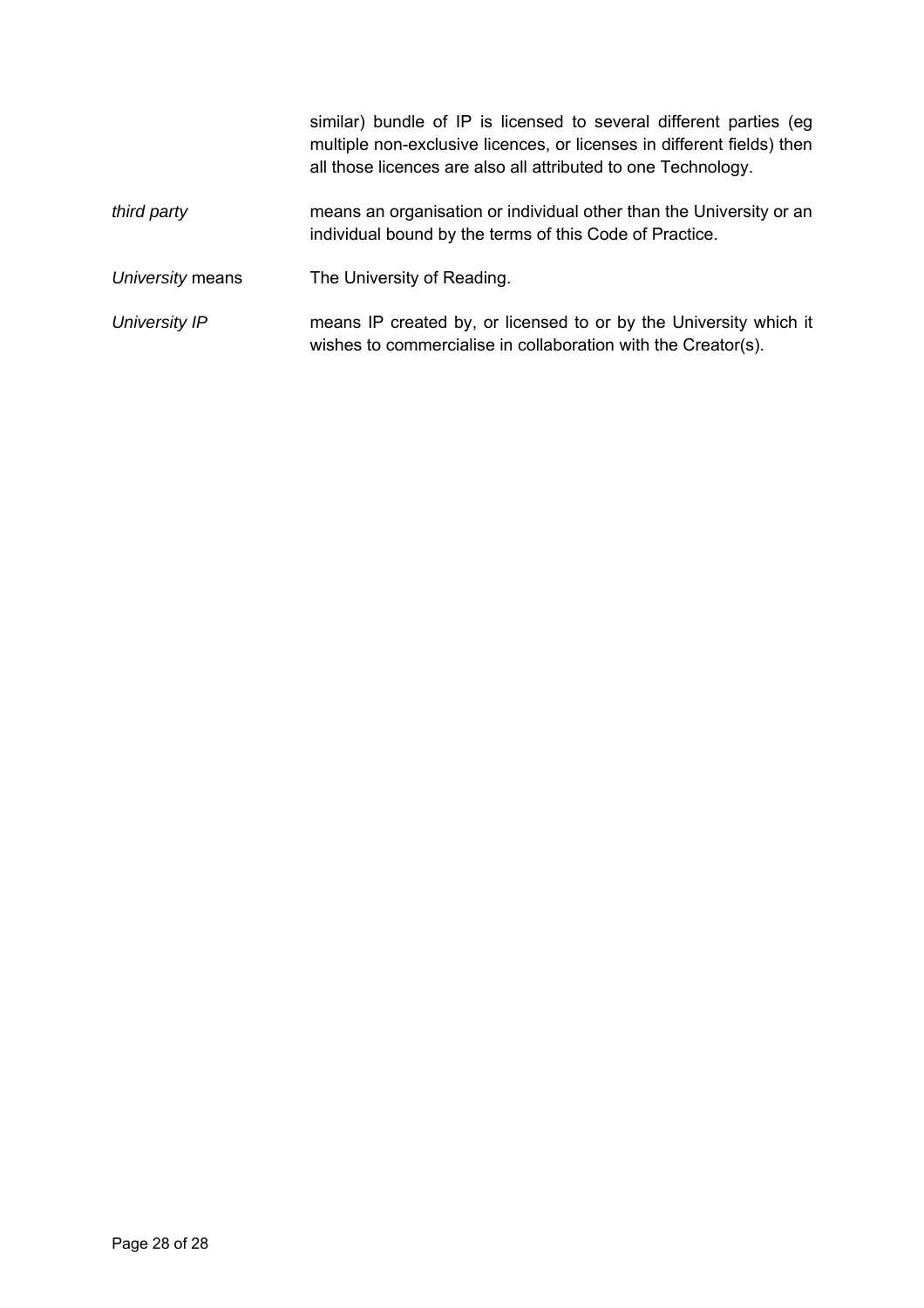| | |
|---|---|
| | similar) bundle of IP is licensed to several different parties (eg multiple non-exclusive licences, or licenses in different fields) then all those licences are also all attributed to one Technology. |
| *third party* | means an organisation or individual other than the University or an individual bound by the terms of this Code of Practice. |
| *University* means | The University of Reading. |
| *University IP* | means IP created by, or licensed to or by the University which it wishes to commercialise in collaboration with the Creator(s). |